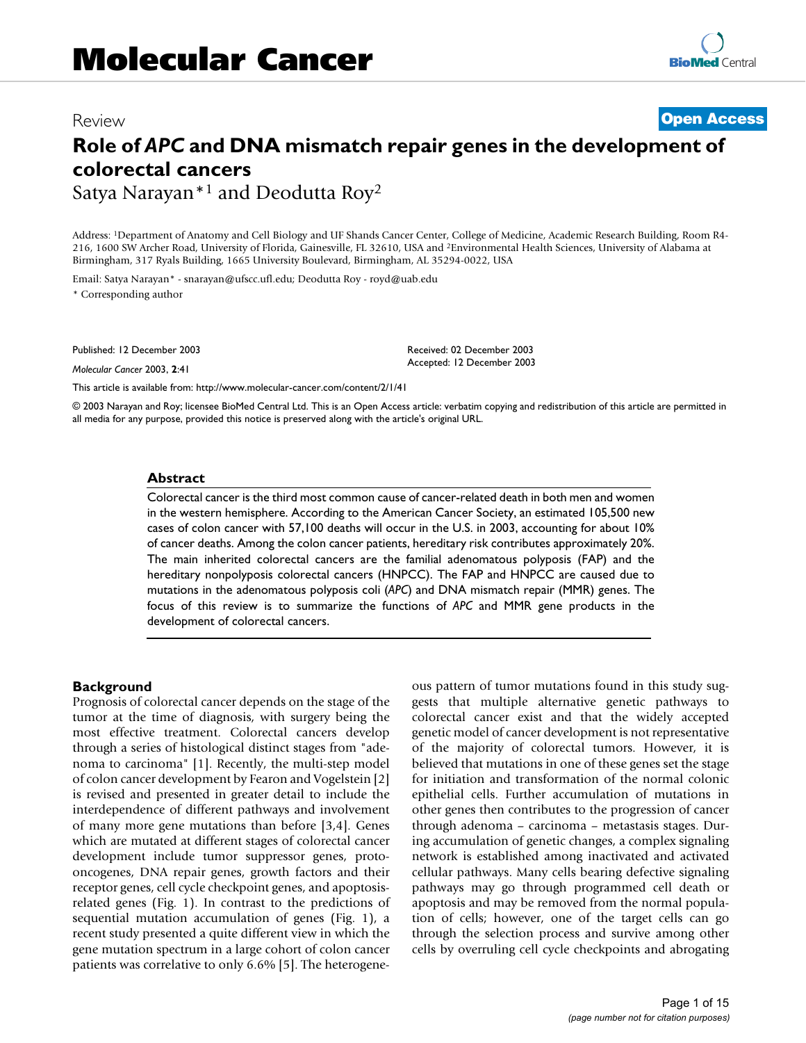Molecular Cancer

Review

Open Access

# Role of *APC* and DNA mismatch repair genes in the development of colorectal cancers

Satya Narayan*[1] and Deodutta Roy[2]

Address: [1]Department of Anatomy and Cell Biology and UF Shands Cancer Center, College of Medicine, Academic Research Building, Room R4-216, 1600 SW Archer Road, University of Florida, Gainesville, FL 32610, USA and [2]Environmental Health Sciences, University of Alabama at Birmingham, 317 Ryals Building, 1665 University Boulevard, Birmingham, AL 35294-0022, USA

Email: Satya Narayan* - snarayan@ufscc.ufl.edu; Deodutta Roy - royd@uab.edu

* Corresponding author

Published: 12 December 2003

*Molecular Cancer* 2003, **2**:41

Received: 02 December 2003
Accepted: 12 December 2003

This article is available from: http://www.molecular-cancer.com/content/2/1/41

© 2003 Narayan and Roy; licensee BioMed Central Ltd. This is an Open Access article: verbatim copying and redistribution of this article are permitted in all media for any purpose, provided this notice is preserved along with the article's original URL.

## Abstract

Colorectal cancer is the third most common cause of cancer-related death in both men and women in the western hemisphere. According to the American Cancer Society, an estimated 105,500 new cases of colon cancer with 57,100 deaths will occur in the U.S. in 2003, accounting for about 10% of cancer deaths. Among the colon cancer patients, hereditary risk contributes approximately 20%. The main inherited colorectal cancers are the familial adenomatous polyposis (FAP) and the hereditary nonpolyposis colorectal cancers (HNPCC). The FAP and HNPCC are caused due to mutations in the adenomatous polyposis coli (*APC*) and DNA mismatch repair (MMR) genes. The focus of this review is to summarize the functions of *APC* and MMR gene products in the development of colorectal cancers.

## Background

Prognosis of colorectal cancer depends on the stage of the tumor at the time of diagnosis, with surgery being the most effective treatment. Colorectal cancers develop through a series of histological distinct stages from "adenoma to carcinoma" [1]. Recently, the multi-step model of colon cancer development by Fearon and Vogelstein [2] is revised and presented in greater detail to include the interdependence of different pathways and involvement of many more gene mutations than before [3,4]. Genes which are mutated at different stages of colorectal cancer development include tumor suppressor genes, proto-oncogenes, DNA repair genes, growth factors and their receptor genes, cell cycle checkpoint genes, and apoptosis-related genes (Fig. 1). In contrast to the predictions of sequential mutation accumulation of genes (Fig. 1), a recent study presented a quite different view in which the gene mutation spectrum in a large cohort of colon cancer patients was correlative to only 6.6% [5]. The heterogeneous pattern of tumor mutations found in this study suggests that multiple alternative genetic pathways to colorectal cancer exist and that the widely accepted genetic model of cancer development is not representative of the majority of colorectal tumors. However, it is believed that mutations in one of these genes set the stage for initiation and transformation of the normal colonic epithelial cells. Further accumulation of mutations in other genes then contributes to the progression of cancer through adenoma – carcinoma – metastasis stages. During accumulation of genetic changes, a complex signaling network is established among inactivated and activated cellular pathways. Many cells bearing defective signaling pathways may go through programmed cell death or apoptosis and may be removed from the normal population of cells; however, one of the target cells can go through the selection process and survive among other cells by overruling cell cycle checkpoints and abrogating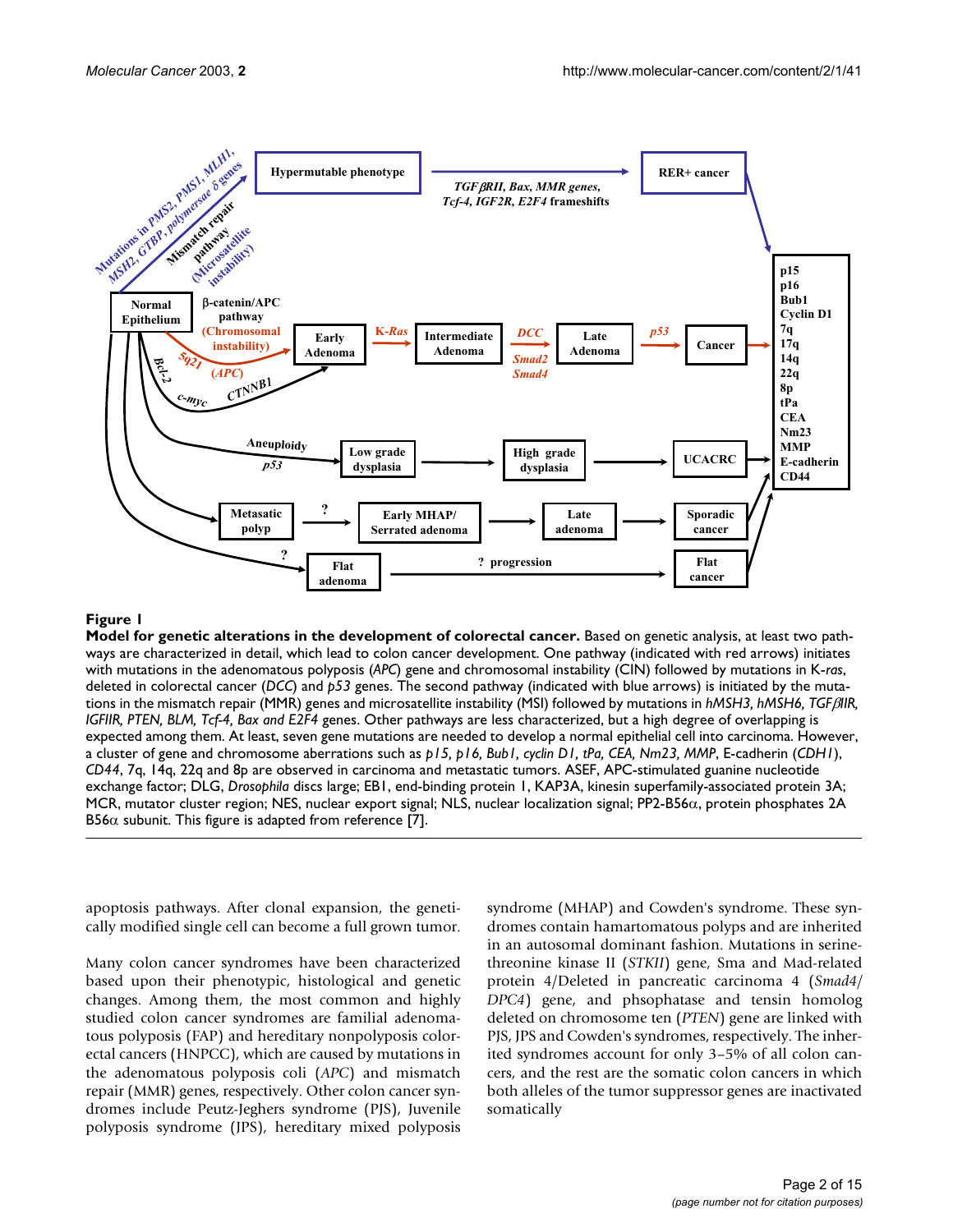**Figure 1**

**Model for genetic alterations in the development of colorectal cancer.** Based on genetic analysis, at least two pathways are characterized in detail, which lead to colon cancer development. One pathway (indicated with red arrows) initiates with mutations in the adenomatous polyposis (*APC*) gene and chromosomal instability (CIN) followed by mutations in K-*ras*, deleted in colorectal cancer (*DCC*) and *p53* genes. The second pathway (indicated with blue arrows) is initiated by the mutations in the mismatch repair (MMR) genes and microsatellite instability (MSI) followed by mutations in *hMSH3, hMSH6, TGFβIIR, IGFIIR, PTEN, BLM, Tcf-4, Bax and E2F4* genes. Other pathways are less characterized, but a high degree of overlapping is expected among them. At least, seven gene mutations are needed to develop a normal epithelial cell into carcinoma. However, a cluster of gene and chromosome aberrations such as *p15, p16, Bub1, cyclin D1, tPa, CEA, Nm23, MMP*, E-cadherin (*CDH1*), *CD44*, 7q, 14q, 22q and 8p are observed in carcinoma and metastatic tumors. ASEF, APC-stimulated guanine nucleotide exchange factor; DLG, *Drosophila* discs large; EB1, end-binding protein 1, KAP3A, kinesin superfamily-associated protein 3A; MCR, mutator cluster region; NES, nuclear export signal; NLS, nuclear localization signal; PP2-B56α, protein phosphates 2A B56α subunit. This figure is adapted from reference [7].

apoptosis pathways. After clonal expansion, the genetically modified single cell can become a full grown tumor.

Many colon cancer syndromes have been characterized based upon their phenotypic, histological and genetic changes. Among them, the most common and highly studied colon cancer syndromes are familial adenomatous polyposis (FAP) and hereditary nonpolyposis colorectal cancers (HNPCC), which are caused by mutations in the adenomatous polyposis coli (*APC*) and mismatch repair (MMR) genes, respectively. Other colon cancer syndromes include Peutz-Jeghers syndrome (PJS), Juvenile polyposis syndrome (JPS), hereditary mixed polyposis syndrome (MHAP) and Cowden's syndrome. These syndromes contain hamartomatous polyps and are inherited in an autosomal dominant fashion. Mutations in serine-threonine kinase II (*STKII*) gene, Sma and Mad-related protein 4/Deleted in pancreatic carcinoma 4 (*Smad4/DPC4*) gene, and phsophatase and tensin homolog deleted on chromosome ten (*PTEN*) gene are linked with PJS, JPS and Cowden's syndromes, respectively. The inherited syndromes account for only 3–5% of all colon cancers, and the rest are the somatic colon cancers in which both alleles of the tumor suppressor genes are inactivated somatically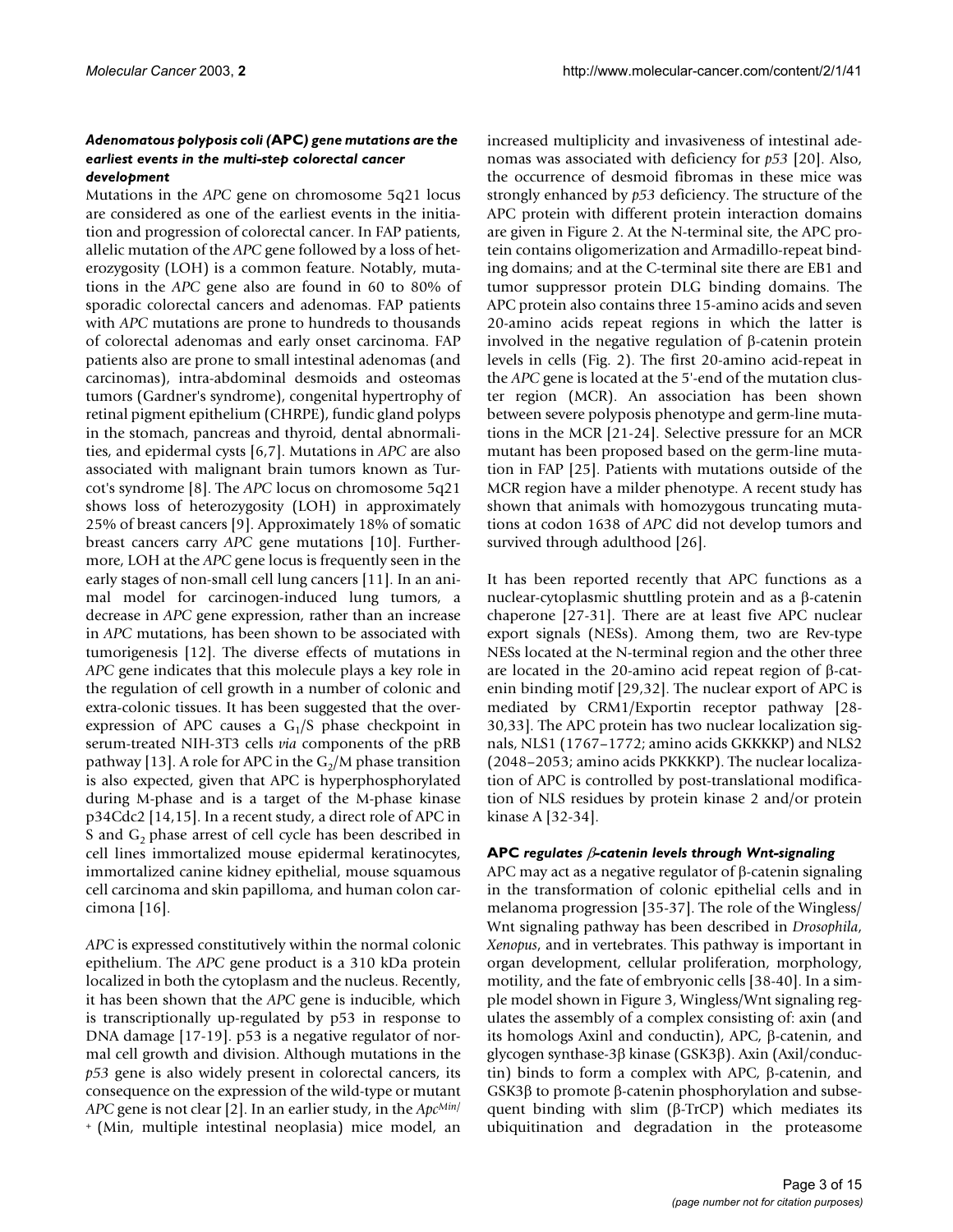### *Adenomatous polyposis coli* (APC) *gene mutations are the earliest events in the multi-step colorectal cancer development*

Mutations in the *APC* gene on chromosome 5q21 locus are considered as one of the earliest events in the initiation and progression of colorectal cancer. In FAP patients, allelic mutation of the *APC* gene followed by a loss of heterozygosity (LOH) is a common feature. Notably, mutations in the *APC* gene also are found in 60 to 80% of sporadic colorectal cancers and adenomas. FAP patients with *APC* mutations are prone to hundreds to thousands of colorectal adenomas and early onset carcinoma. FAP patients also are prone to small intestinal adenomas (and carcinomas), intra-abdominal desmoids and osteomas tumors (Gardner's syndrome), congenital hypertrophy of retinal pigment epithelium (CHRPE), fundic gland polyps in the stomach, pancreas and thyroid, dental abnormalities, and epidermal cysts [6,7]. Mutations in *APC* are also associated with malignant brain tumors known as Turcot's syndrome [8]. The *APC* locus on chromosome 5q21 shows loss of heterozygosity (LOH) in approximately 25% of breast cancers [9]. Approximately 18% of somatic breast cancers carry *APC* gene mutations [10]. Furthermore, LOH at the *APC* gene locus is frequently seen in the early stages of non-small cell lung cancers [11]. In an animal model for carcinogen-induced lung tumors, a decrease in *APC* gene expression, rather than an increase in *APC* mutations, has been shown to be associated with tumorigenesis [12]. The diverse effects of mutations in *APC* gene indicates that this molecule plays a key role in the regulation of cell growth in a number of colonic and extra-colonic tissues. It has been suggested that the overexpression of APC causes a $G_1$/S phase checkpoint in serum-treated NIH-3T3 cells *via* components of the pRB pathway [13]. A role for APC in the $G_2$/M phase transition is also expected, given that APC is hyperphosphorylated during M-phase and is a target of the M-phase kinase p34Cdc2 [14,15]. In a recent study, a direct role of APC in S and $G_2$ phase arrest of cell cycle has been described in cell lines immortalized mouse epidermal keratinocytes, immortalized canine kidney epithelial, mouse squamous cell carcinoma and skin papilloma, and human colon carcimona [16].

*APC* is expressed constitutively within the normal colonic epithelium. The *APC* gene product is a 310 kDa protein localized in both the cytoplasm and the nucleus. Recently, it has been shown that the *APC* gene is inducible, which is transcriptionally up-regulated by p53 in response to DNA damage [17-19]. p53 is a negative regulator of normal cell growth and division. Although mutations in the *p53* gene is also widely present in colorectal cancers, its consequence on the expression of the wild-type or mutant *APC* gene is not clear [2]. In an earlier study, in the $Apc^{Min/+}$ (Min, multiple intestinal neoplasia) mice model, an increased multiplicity and invasiveness of intestinal adenomas was associated with deficiency for *p53* [20]. Also, the occurrence of desmoid fibromas in these mice was strongly enhanced by *p53* deficiency. The structure of the APC protein with different protein interaction domains are given in Figure 2. At the N-terminal site, the APC protein contains oligomerization and Armadillo-repeat binding domains; and at the C-terminal site there are EB1 and tumor suppressor protein DLG binding domains. The APC protein also contains three 15-amino acids and seven 20-amino acids repeat regions in which the latter is involved in the negative regulation of β-catenin protein levels in cells (Fig. 2). The first 20-amino acid-repeat in the *APC* gene is located at the 5'-end of the mutation cluster region (MCR). An association has been shown between severe polyposis phenotype and germ-line mutations in the MCR [21-24]. Selective pressure for an MCR mutant has been proposed based on the germ-line mutation in FAP [25]. Patients with mutations outside of the MCR region have a milder phenotype. A recent study has shown that animals with homozygous truncating mutations at codon 1638 of *APC* did not develop tumors and survived through adulthood [26].

It has been reported recently that APC functions as a nuclear-cytoplasmic shuttling protein and as a β-catenin chaperone [27-31]. There are at least five APC nuclear export signals (NESs). Among them, two are Rev-type NESs located at the N-terminal region and the other three are located in the 20-amino acid repeat region of β-catenin binding motif [29,32]. The nuclear export of APC is mediated by CRM1/Exportin receptor pathway [28-30,33]. The APC protein has two nuclear localization signals, NLS1 (1767–1772; amino acids GKKKKP) and NLS2 (2048–2053; amino acids PKKKKP). The nuclear localization of APC is controlled by post-translational modification of NLS residues by protein kinase 2 and/or protein kinase A [32-34].

### APC *regulates β-catenin levels through Wnt-signaling*

APC may act as a negative regulator of β-catenin signaling in the transformation of colonic epithelial cells and in melanoma progression [35-37]. The role of the Wingless/Wnt signaling pathway has been described in *Drosophila*, *Xenopus*, and in vertebrates. This pathway is important in organ development, cellular proliferation, morphology, motility, and the fate of embryonic cells [38-40]. In a simple model shown in Figure 3, Wingless/Wnt signaling regulates the assembly of a complex consisting of: axin (and its homologs Axinl and conductin), APC, β-catenin, and glycogen synthase-3β kinase (GSK3β). Axin (Axil/conductin) binds to form a complex with APC, β-catenin, and GSK3β to promote β-catenin phosphorylation and subsequent binding with slim (β-TrCP) which mediates its ubiquitination and degradation in the proteasome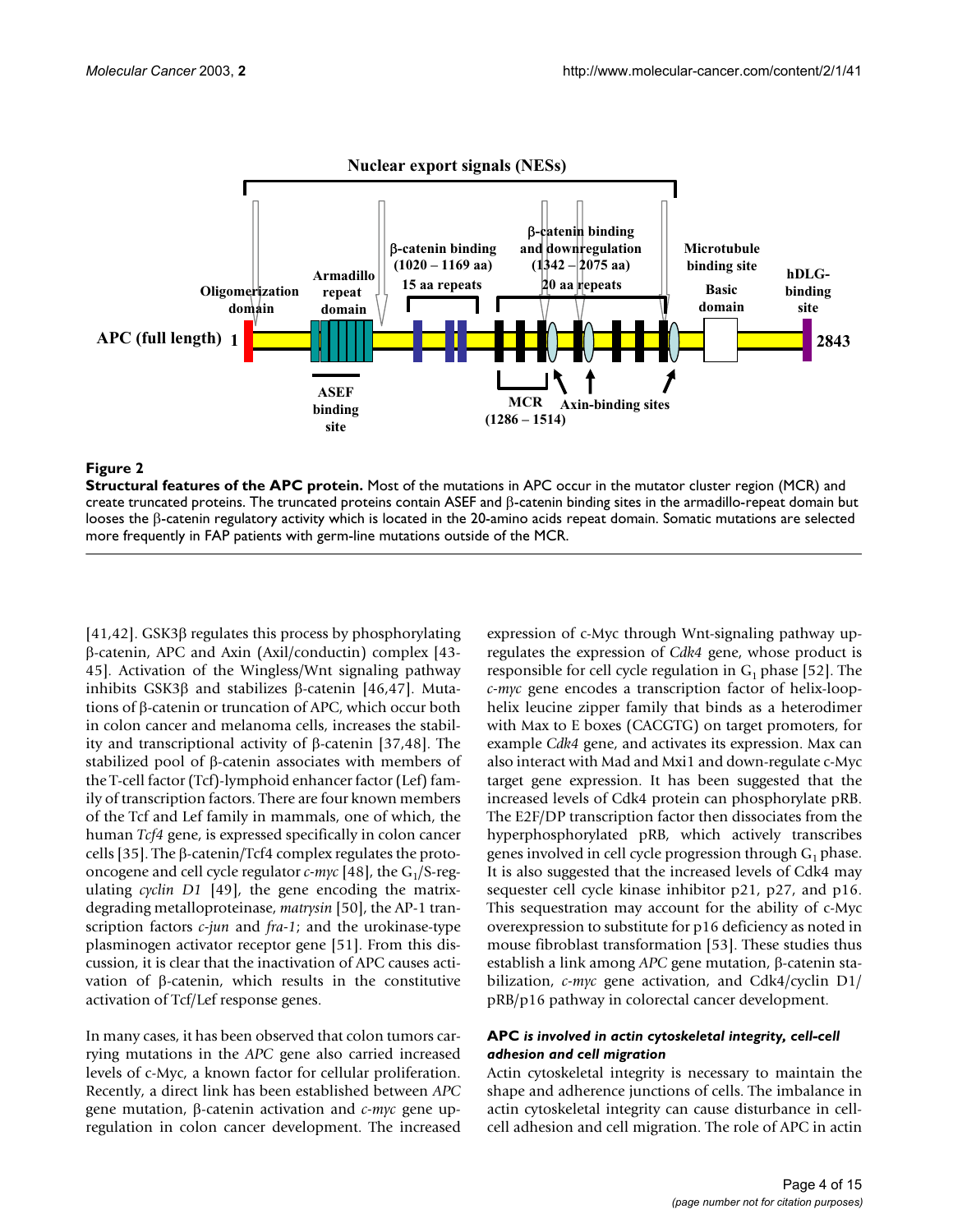**Figure 2**
**Structural features of the APC protein.** Most of the mutations in APC occur in the mutator cluster region (MCR) and create truncated proteins. The truncated proteins contain ASEF and β-catenin binding sites in the armadillo-repeat domain but looses the β-catenin regulatory activity which is located in the 20-amino acids repeat domain. Somatic mutations are selected more frequently in FAP patients with germ-line mutations outside of the MCR.

[41,42]. GSK3β regulates this process by phosphorylating β-catenin, APC and Axin (Axil/conductin) complex [43-45]. Activation of the Wingless/Wnt signaling pathway inhibits GSK3β and stabilizes β-catenin [46,47]. Mutations of β-catenin or truncation of APC, which occur both in colon cancer and melanoma cells, increases the stability and transcriptional activity of β-catenin [37,48]. The stabilized pool of β-catenin associates with members of the T-cell factor (Tcf)-lymphoid enhancer factor (Lef) family of transcription factors. There are four known members of the Tcf and Lef family in mammals, one of which, the human *Tcf4* gene, is expressed specifically in colon cancer cells [35]. The β-catenin/Tcf4 complex regulates the proto-oncogene and cell cycle regulator *c-myc* [48], the $G_1$/S-regulating *cyclin D1* [49], the gene encoding the matrix-degrading metalloproteinase, *matrysin* [50], the AP-1 transcription factors *c-jun* and *fra-1*; and the urokinase-type plasminogen activator receptor gene [51]. From this discussion, it is clear that the inactivation of APC causes activation of β-catenin, which results in the constitutive activation of Tcf/Lef response genes.

In many cases, it has been observed that colon tumors carrying mutations in the *APC* gene also carried increased levels of c-Myc, a known factor for cellular proliferation. Recently, a direct link has been established between *APC* gene mutation, β-catenin activation and *c-myc* gene up-regulation in colon cancer development. The increased expression of c-Myc through Wnt-signaling pathway up-regulates the expression of *Cdk4* gene, whose product is responsible for cell cycle regulation in $G_1$ phase [52]. The *c-myc* gene encodes a transcription factor of helix-loop-helix leucine zipper family that binds as a heterodimer with Max to E boxes (CACGTG) on target promoters, for example *Cdk4* gene, and activates its expression. Max can also interact with Mad and Mxi1 and down-regulate c-Myc target gene expression. It has been suggested that the increased levels of Cdk4 protein can phosphorylate pRB. The E2F/DP transcription factor then dissociates from the hyperphosphorylated pRB, which actively transcribes genes involved in cell cycle progression through $G_1$ phase. It is also suggested that the increased levels of Cdk4 may sequester cell cycle kinase inhibitor p21, p27, and p16. This sequestration may account for the ability of c-Myc overexpression to substitute for p16 deficiency as noted in mouse fibroblast transformation [53]. These studies thus establish a link among *APC* gene mutation, β-catenin stabilization, *c-myc* gene activation, and Cdk4/cyclin D1/pRB/p16 pathway in colorectal cancer development.

#### APC *is involved in actin cytoskeletal integrity, cell-cell adhesion and cell migration*

Actin cytoskeletal integrity is necessary to maintain the shape and adherence junctions of cells. The imbalance in actin cytoskeletal integrity can cause disturbance in cell-cell adhesion and cell migration. The role of APC in actin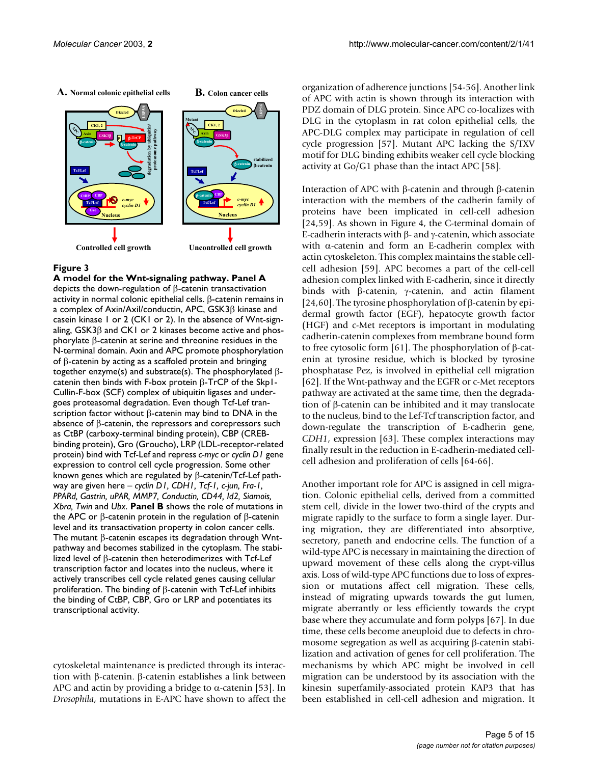**Figure 3**

**A model for the Wnt-signaling pathway. Panel A** depicts the down-regulation of β-catenin transactivation activity in normal colonic epithelial cells. β-catenin remains in a complex of Axin/Axil/conductin, APC, GSK3β kinase and casein kinase 1 or 2 (CK1 or 2). In the absence of Wnt-signaling, GSK3β and CK1 or 2 kinases become active and phosphorylate β-catenin at serine and threonine residues in the N-terminal domain. Axin and APC promote phosphorylation of β-catenin by acting as a scaffolded protein and bringing together enzyme(s) and substrate(s). The phosphorylated β-catenin then binds with F-box protein β-TrCP of the Skp1-Cullin-F-box (SCF) complex of ubiquitin ligases and undergoes proteasomal degradation. Even though Tcf-Lef transcription factor without β-catenin may bind to DNA in the absence of β-catenin, the repressors and corepressors such as CtBP (carboxy-terminal binding protein), CBP (CREB-binding protein), Gro (Groucho), LRP (LDL-receptor-related protein) bind with Tcf-Lef and repress *c-myc* or *cyclin D1* gene expression to control cell cycle progression. Some other known genes which are regulated by β-catenin/Tcf-Lef pathway are given here – *cyclin D1*, *CDH1*, *Tcf-1*, *c-jun*, *Fra-1*, *PPARd*, *Gastrin*, *uPAR*, *MMP7*, *Conductin*, *CD44*, *Id2*, *Siamois*, *Xbra*, *Twin* and *Ubx*. **Panel B** shows the role of mutations in the APC or β-catenin protein in the regulation of β-catenin level and its transactivation property in colon cancer cells. The mutant β-catenin escapes its degradation through Wnt-pathway and becomes stabilized in the cytoplasm. The stabilized level of β-catenin then heterodimerizes with Tcf-Lef transcription factor and locates into the nucleus, where it actively transcribes cell cycle related genes causing cellular proliferation. The binding of β-catenin with Tcf-Lef inhibits the binding of CtBP, CBP, Gro or LRP and potentiates its transcriptional activity.

cytoskeletal maintenance is predicted through its interaction with β-catenin. β-catenin establishes a link between APC and actin by providing a bridge to α-catenin [53]. In *Drosophila*, mutations in E-APC have shown to affect the organization of adherence junctions [54-56]. Another link of APC with actin is shown through its interaction with PDZ domain of DLG protein. Since APC co-localizes with DLG in the cytoplasm in rat colon epithelial cells, the APC-DLG complex may participate in regulation of cell cycle progression [57]. Mutant APC lacking the S/TXV motif for DLG binding exhibits weaker cell cycle blocking activity at Go/G1 phase than the intact APC [58].

Interaction of APC with β-catenin and through β-catenin interaction with the members of the cadherin family of proteins have been implicated in cell-cell adhesion [24,59]. As shown in Figure 4, the C-terminal domain of E-cadherin interacts with β- and γ-catenin, which associate with α-catenin and form an E-cadherin complex with actin cytoskeleton. This complex maintains the stable cell-cell adhesion [59]. APC becomes a part of the cell-cell adhesion complex linked with E-cadherin, since it directly binds with β-catenin, γ-catenin, and actin filament [24,60]. The tyrosine phosphorylation of β-catenin by epidermal growth factor (EGF), hepatocyte growth factor (HGF) and c-Met receptors is important in modulating cadherin-catenin complexes from membrane bound form to free cytosolic form [61]. The phosphorylation of β-catenin at tyrosine residue, which is blocked by tyrosine phosphatase Pez, is involved in epithelial cell migration [62]. If the Wnt-pathway and the EGFR or c-Met receptors pathway are activated at the same time, then the degradation of β-catenin can be inhibited and it may translocate to the nucleus, bind to the Lef-Tcf transcription factor, and down-regulate the transcription of E-cadherin gene, *CDH1*, expression [63]. These complex interactions may finally result in the reduction in E-cadherin-mediated cell-cell adhesion and proliferation of cells [64-66].

Another important role for APC is assigned in cell migration. Colonic epithelial cells, derived from a committed stem cell, divide in the lower two-third of the crypts and migrate rapidly to the surface to form a single layer. During migration, they are differentiated into absorptive, secretory, paneth and endocrine cells. The function of a wild-type APC is necessary in maintaining the direction of upward movement of these cells along the crypt-villus axis. Loss of wild-type APC functions due to loss of expression or mutations affect cell migration. These cells, instead of migrating upwards towards the gut lumen, migrate aberrantly or less efficiently towards the crypt base where they accumulate and form polyps [67]. In due time, these cells become aneuploid due to defects in chromosome segregation as well as acquiring β-catenin stabilization and activation of genes for cell proliferation. The mechanisms by which APC might be involved in cell migration can be understood by its association with the kinesin superfamily-associated protein KAP3 that has been established in cell-cell adhesion and migration. It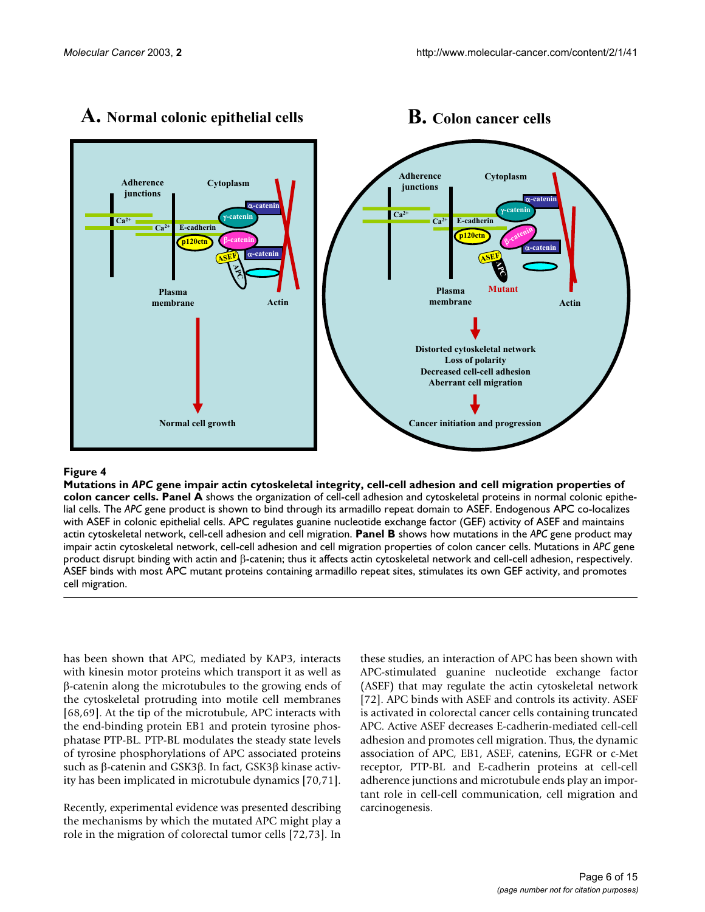**Figure 4**

**Mutations in *APC* gene impair actin cytoskeletal integrity, cell-cell adhesion and cell migration properties of colon cancer cells. Panel A** shows the organization of cell-cell adhesion and cytoskeletal proteins in normal colonic epithelial cells. The *APC* gene product is shown to bind through its armadillo repeat domain to ASEF. Endogenous APC co-localizes with ASEF in colonic epithelial cells. APC regulates guanine nucleotide exchange factor (GEF) activity of ASEF and maintains actin cytoskeletal network, cell-cell adhesion and cell migration. **Panel B** shows how mutations in the *APC* gene product may impair actin cytoskeletal network, cell-cell adhesion and cell migration properties of colon cancer cells. Mutations in *APC* gene product disrupt binding with actin and β-catenin; thus it affects actin cytoskeletal network and cell-cell adhesion, respectively. ASEF binds with most APC mutant proteins containing armadillo repeat sites, stimulates its own GEF activity, and promotes cell migration.

has been shown that APC, mediated by KAP3, interacts with kinesin motor proteins which transport it as well as β-catenin along the microtubules to the growing ends of the cytoskeletal protruding into motile cell membranes [68,69]. At the tip of the microtubule, APC interacts with the end-binding protein EB1 and protein tyrosine phosphatase PTP-BL. PTP-BL modulates the steady state levels of tyrosine phosphorylations of APC associated proteins such as β-catenin and GSK3β. In fact, GSK3β kinase activity has been implicated in microtubule dynamics [70,71].

Recently, experimental evidence was presented describing the mechanisms by which the mutated APC might play a role in the migration of colorectal tumor cells [72,73]. In these studies, an interaction of APC has been shown with APC-stimulated guanine nucleotide exchange factor (ASEF) that may regulate the actin cytoskeletal network [72]. APC binds with ASEF and controls its activity. ASEF is activated in colorectal cancer cells containing truncated APC. Active ASEF decreases E-cadherin-mediated cell-cell adhesion and promotes cell migration. Thus, the dynamic association of APC, EB1, ASEF, catenins, EGFR or c-Met receptor, PTP-BL and E-cadherin proteins at cell-cell adherence junctions and microtubule ends play an important role in cell-cell communication, cell migration and carcinogenesis.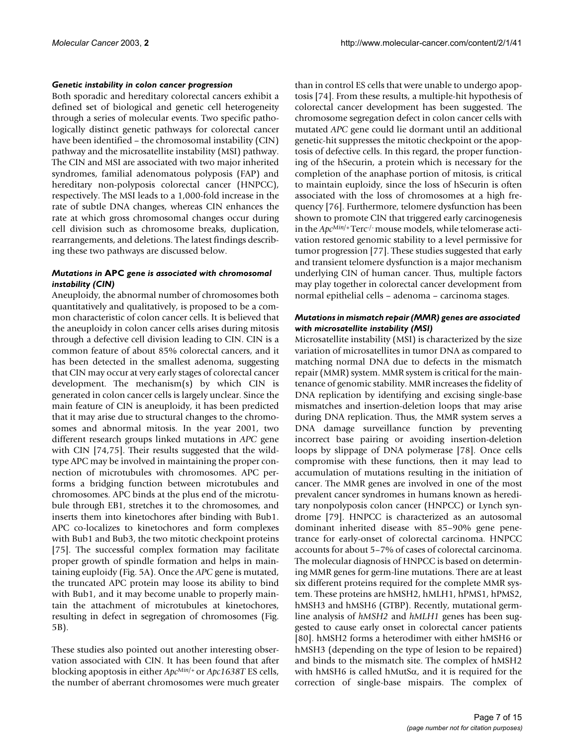### *Genetic instability in colon cancer progression*

Both sporadic and hereditary colorectal cancers exhibit a defined set of biological and genetic cell heterogeneity through a series of molecular events. Two specific pathologically distinct genetic pathways for colorectal cancer have been identified – the chromosomal instability (CIN) pathway and the microsatellite instability (MSI) pathway. The CIN and MSI are associated with two major inherited syndromes, familial adenomatous polyposis (FAP) and hereditary non-polyposis colorectal cancer (HNPCC), respectively. The MSI leads to a 1,000-fold increase in the rate of subtle DNA changes, whereas CIN enhances the rate at which gross chromosomal changes occur during cell division such as chromosome breaks, duplication, rearrangements, and deletions. The latest findings describing these two pathways are discussed below.

### *Mutations in* **APC** *gene is associated with chromosomal instability (CIN)*

Aneuploidy, the abnormal number of chromosomes both quantitatively and qualitatively, is proposed to be a common characteristic of colon cancer cells. It is believed that the aneuploidy in colon cancer cells arises during mitosis through a defective cell division leading to CIN. CIN is a common feature of about 85% colorectal cancers, and it has been detected in the smallest adenoma, suggesting that CIN may occur at very early stages of colorectal cancer development. The mechanism(s) by which CIN is generated in colon cancer cells is largely unclear. Since the main feature of CIN is aneuploidy, it has been predicted that it may arise due to structural changes to the chromosomes and abnormal mitosis. In the year 2001, two different research groups linked mutations in *APC* gene with CIN [74,75]. Their results suggested that the wild-type APC may be involved in maintaining the proper connection of microtubules with chromosomes. APC performs a bridging function between microtubules and chromosomes. APC binds at the plus end of the microtubule through EB1, stretches it to the chromosomes, and inserts them into kinetochores after binding with Bub1. APC co-localizes to kinetochores and form complexes with Bub1 and Bub3, the two mitotic checkpoint proteins [75]. The successful complex formation may facilitate proper growth of spindle formation and helps in maintaining euploidy (Fig. 5A). Once the *APC* gene is mutated, the truncated APC protein may loose its ability to bind with Bub1, and it may become unable to properly maintain the attachment of microtubules at kinetochores, resulting in defect in segregation of chromosomes (Fig. 5B).

These studies also pointed out another interesting observation associated with CIN. It has been found that after blocking apoptosis in either *Apc*$^{Min/+}$ or *Apc1638T* ES cells, the number of aberrant chromosomes were much greater than in control ES cells that were unable to undergo apoptosis [74]. From these results, a multiple-hit hypothesis of colorectal cancer development has been suggested. The chromosome segregation defect in colon cancer cells with mutated *APC* gene could lie dormant until an additional genetic-hit suppresses the mitotic checkpoint or the apoptosis of defective cells. In this regard, the proper functioning of the hSecurin, a protein which is necessary for the completion of the anaphase portion of mitosis, is critical to maintain euploidy, since the loss of hSecurin is often associated with the loss of chromosomes at a high frequency [76]. Furthermore, telomere dysfunction has been shown to promote CIN that triggered early carcinogenesis in the *Apc*$^{Min/+}$Terc$^{-/-}$ mouse models, while telomerase activation restored genomic stability to a level permissive for tumor progression [77]. These studies suggested that early and transient telomere dysfunction is a major mechanism underlying CIN of human cancer. Thus, multiple factors may play together in colorectal cancer development from normal epithelial cells – adenoma – carcinoma stages.

### *Mutations in mismatch repair (MMR) genes are associated with microsatellite instability (MSI)*

Microsatellite instability (MSI) is characterized by the size variation of microsatellites in tumor DNA as compared to matching normal DNA due to defects in the mismatch repair (MMR) system. MMR system is critical for the maintenance of genomic stability. MMR increases the fidelity of DNA replication by identifying and excising single-base mismatches and insertion-deletion loops that may arise during DNA replication. Thus, the MMR system serves a DNA damage surveillance function by preventing incorrect base pairing or avoiding insertion-deletion loops by slippage of DNA polymerase [78]. Once cells compromise with these functions, then it may lead to accumulation of mutations resulting in the initiation of cancer. The MMR genes are involved in one of the most prevalent cancer syndromes in humans known as hereditary nonpolyposis colon cancer (HNPCC) or Lynch syndrome [79]. HNPCC is characterized as an autosomal dominant inherited disease with 85–90% gene penetrance for early-onset of colorectal carcinoma. HNPCC accounts for about 5–7% of cases of colorectal carcinoma. The molecular diagnosis of HNPCC is based on determining MMR genes for germ-line mutations. There are at least six different proteins required for the complete MMR system. These proteins are hMSH2, hMLH1, hPMS1, hPMS2, hMSH3 and hMSH6 (GTBP). Recently, mutational germline analysis of *hMSH2* and *hMLH1* genes has been suggested to cause early onset in colorectal cancer patients [80]. hMSH2 forms a heterodimer with either hMSH6 or hMSH3 (depending on the type of lesion to be repaired) and binds to the mismatch site. The complex of hMSH2 with hMSH6 is called hMutS$\alpha$, and it is required for the correction of single-base mispairs. The complex of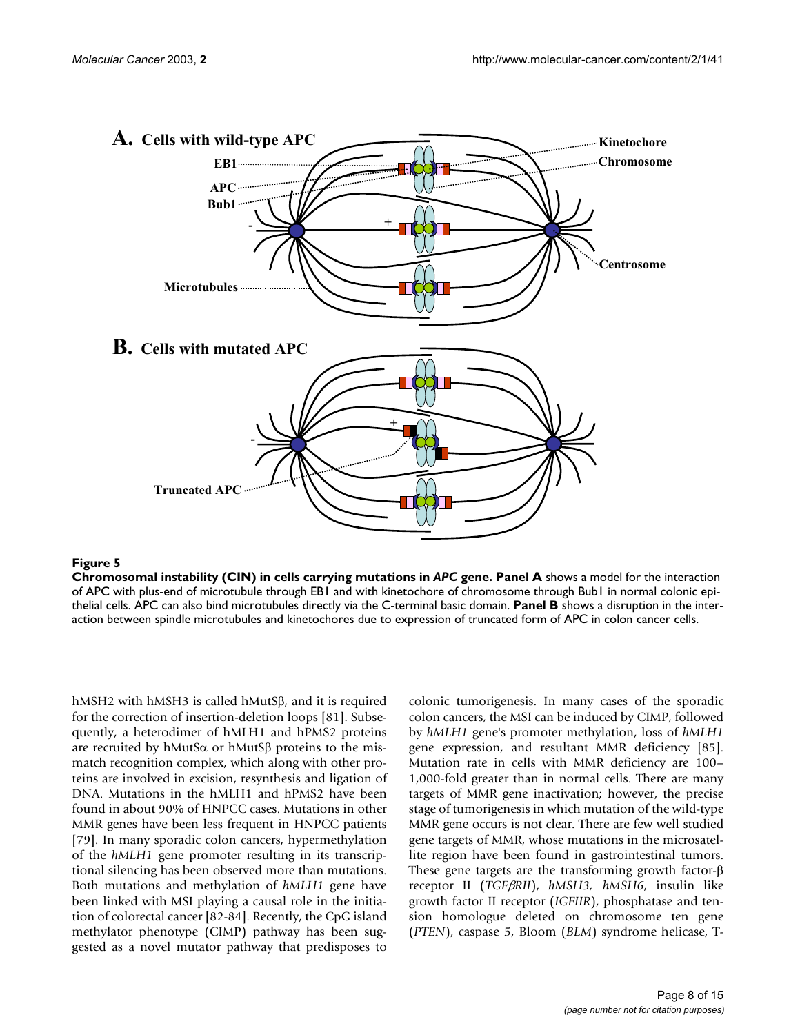**Figure 5**

**Chromosomal instability (CIN) in cells carrying mutations in *APC* gene. Panel A** shows a model for the interaction of APC with plus-end of microtubule through EB1 and with kinetochore of chromosome through Bub1 in normal colonic epithelial cells. APC can also bind microtubules directly via the C-terminal basic domain. **Panel B** shows a disruption in the interaction between spindle microtubules and kinetochores due to expression of truncated form of APC in colon cancer cells.

hMSH2 with hMSH3 is called hMutSβ, and it is required for the correction of insertion-deletion loops [81]. Subsequently, a heterodimer of hMLH1 and hPMS2 proteins are recruited by hMutSα or hMutSβ proteins to the mismatch recognition complex, which along with other proteins are involved in excision, resynthesis and ligation of DNA. Mutations in the hMLH1 and hPMS2 have been found in about 90% of HNPCC cases. Mutations in other MMR genes have been less frequent in HNPCC patients [79]. In many sporadic colon cancers, hypermethylation of the *hMLH1* gene promoter resulting in its transcriptional silencing has been observed more than mutations. Both mutations and methylation of *hMLH1* gene have been linked with MSI playing a causal role in the initiation of colorectal cancer [82-84]. Recently, the CpG island methylator phenotype (CIMP) pathway has been suggested as a novel mutator pathway that predisposes to colonic tumorigenesis. In many cases of the sporadic colon cancers, the MSI can be induced by CIMP, followed by *hMLH1* gene's promoter methylation, loss of *hMLH1* gene expression, and resultant MMR deficiency [85]. Mutation rate in cells with MMR deficiency are 100–1,000-fold greater than in normal cells. There are many targets of MMR gene inactivation; however, the precise stage of tumorigenesis in which mutation of the wild-type MMR gene occurs is not clear. There are few well studied gene targets of MMR, whose mutations in the microsatellite region have been found in gastrointestinal tumors. These gene targets are the transforming growth factor-β receptor II (*TGFβRII*), *hMSH3*, *hMSH6*, insulin like growth factor II receptor (*IGFIIR*), phosphatase and tension homologue deleted on chromosome ten gene (*PTEN*), caspase 5, Bloom (*BLM*) syndrome helicase, T-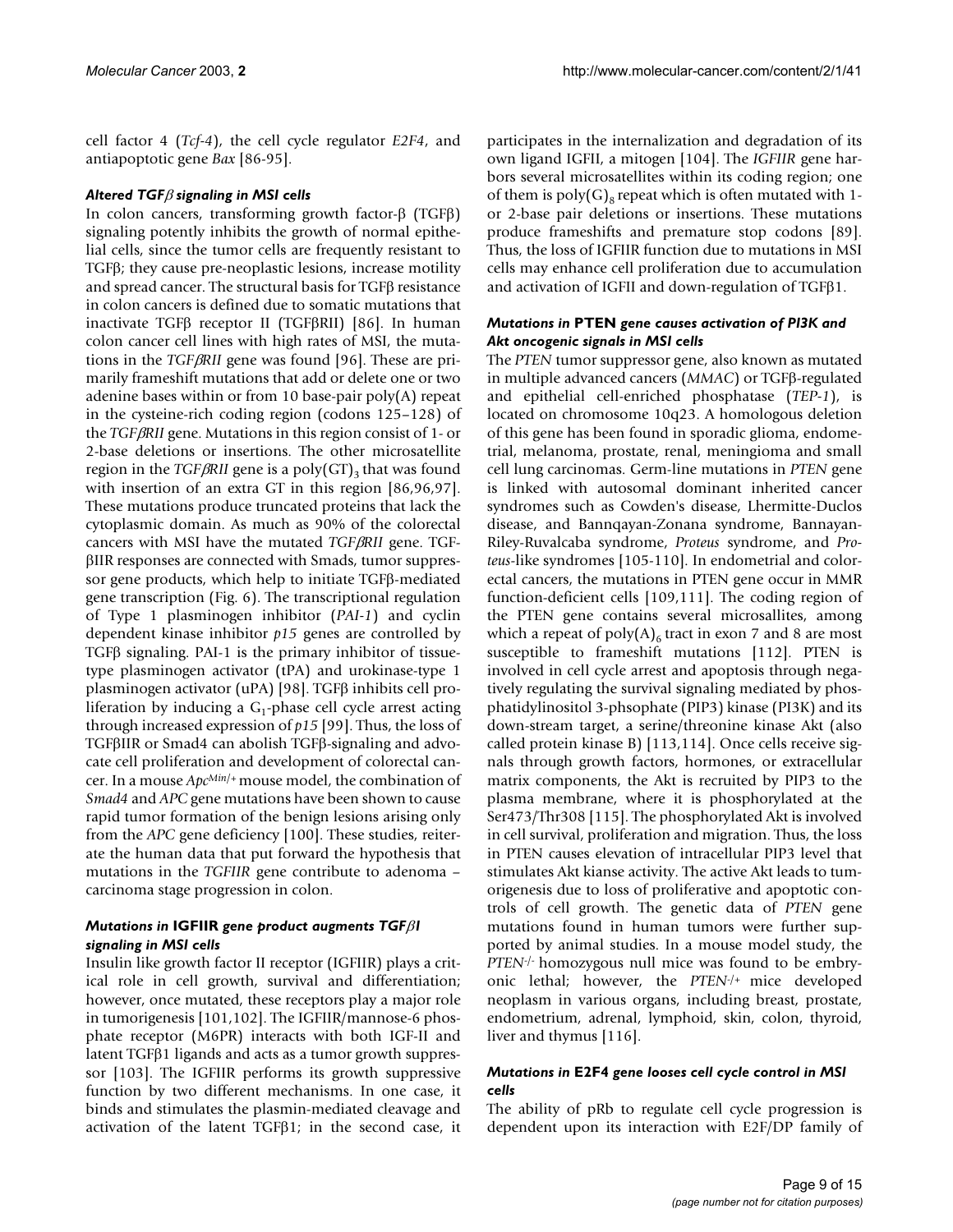cell factor 4 (*Tcf-4*), the cell cycle regulator *E2F4*, and antiapoptotic gene *Bax* [86-95].

### *Altered TGFβ signaling in MSI cells*

In colon cancers, transforming growth factor-β (TGFβ) signaling potently inhibits the growth of normal epithelial cells, since the tumor cells are frequently resistant to TGFβ; they cause pre-neoplastic lesions, increase motility and spread cancer. The structural basis for TGFβ resistance in colon cancers is defined due to somatic mutations that inactivate TGFβ receptor II (TGFβRII) [86]. In human colon cancer cell lines with high rates of MSI, the mutations in the *TGFβRII* gene was found [96]. These are primarily frameshift mutations that add or delete one or two adenine bases within or from 10 base-pair poly(A) repeat in the cysteine-rich coding region (codons 125–128) of the *TGFβRII* gene. Mutations in this region consist of 1- or 2-base deletions or insertions. The other microsatellite region in the *TGFβRII* gene is a $poly(GT)_3$ that was found with insertion of an extra GT in this region [86,96,97]. These mutations produce truncated proteins that lack the cytoplasmic domain. As much as 90% of the colorectal cancers with MSI have the mutated *TGFβRII* gene. TGF-βIIR responses are connected with Smads, tumor suppressor gene products, which help to initiate TGFβ-mediated gene transcription (Fig. 6). The transcriptional regulation of Type 1 plasminogen inhibitor (*PAI-1*) and cyclin dependent kinase inhibitor *p15* genes are controlled by TGFβ signaling. PAI-1 is the primary inhibitor of tissue-type plasminogen activator (tPA) and urokinase-type 1 plasminogen activator (uPA) [98]. TGFβ inhibits cell proliferation by inducing a $G_1$-phase cell cycle arrest acting through increased expression of *p15* [99]. Thus, the loss of TGFβIIR or Smad4 can abolish TGFβ-signaling and advocate cell proliferation and development of colorectal cancer. In a mouse $Apc^{Min/+}$ mouse model, the combination of *Smad4* and *APC* gene mutations have been shown to cause rapid tumor formation of the benign lesions arising only from the *APC* gene deficiency [100]. These studies, reiterate the human data that put forward the hypothesis that mutations in the *TGFIIR* gene contribute to adenoma – carcinoma stage progression in colon.

### *Mutations in* **IGFIIR** *gene product augments TGFβI signaling in MSI cells*

Insulin like growth factor II receptor (IGFIIR) plays a critical role in cell growth, survival and differentiation; however, once mutated, these receptors play a major role in tumorigenesis [101,102]. The IGFIIR/mannose-6 phosphate receptor (M6PR) interacts with both IGF-II and latent TGFβ1 ligands and acts as a tumor growth suppressor [103]. The IGFIIR performs its growth suppressive function by two different mechanisms. In one case, it binds and stimulates the plasmin-mediated cleavage and activation of the latent TGFβ1; in the second case, it participates in the internalization and degradation of its own ligand IGFII, a mitogen [104]. The *IGFIIR* gene harbors several microsatellites within its coding region; one of them is $poly(G)_8$ repeat which is often mutated with 1- or 2-base pair deletions or insertions. These mutations produce frameshifts and premature stop codons [89]. Thus, the loss of IGFIIR function due to mutations in MSI cells may enhance cell proliferation due to accumulation and activation of IGFII and down-regulation of TGFβ1.

### *Mutations in* **PTEN** *gene causes activation of PI3K and Akt oncogenic signals in MSI cells*

The *PTEN* tumor suppressor gene, also known as mutated in multiple advanced cancers (*MMAC*) or TGFβ-regulated and epithelial cell-enriched phosphatase (*TEP-1*), is located on chromosome 10q23. A homologous deletion of this gene has been found in sporadic glioma, endometrial, melanoma, prostate, renal, meningioma and small cell lung carcinomas. Germ-line mutations in *PTEN* gene is linked with autosomal dominant inherited cancer syndromes such as Cowden's disease, Lhermitte-Duclos disease, and Bannqayan-Zonana syndrome, Bannayan-Riley-Ruvalcaba syndrome, *Proteus* syndrome, and *Proteus*-like syndromes [105-110]. In endometrial and colorectal cancers, the mutations in PTEN gene occur in MMR function-deficient cells [109,111]. The coding region of the PTEN gene contains several microsallites, among which a repeat of $poly(A)_6$ tract in exon 7 and 8 are most susceptible to frameshift mutations [112]. PTEN is involved in cell cycle arrest and apoptosis through negatively regulating the survival signaling mediated by phosphatidylinositol 3-phsophate (PIP3) kinase (PI3K) and its down-stream target, a serine/threonine kinase Akt (also called protein kinase B) [113,114]. Once cells receive signals through growth factors, hormones, or extracellular matrix components, the Akt is recruited by PIP3 to the plasma membrane, where it is phosphorylated at the Ser473/Thr308 [115]. The phosphorylated Akt is involved in cell survival, proliferation and migration. Thus, the loss in PTEN causes elevation of intracellular PIP3 level that stimulates Akt kianse activity. The active Akt leads to tumorigenesis due to loss of proliferative and apoptotic controls of cell growth. The genetic data of *PTEN* gene mutations found in human tumors were further supported by animal studies. In a mouse model study, the $PTEN^{-/-}$ homozygous null mice was found to be embryonic lethal; however, the $PTEN^{-/+}$ mice developed neoplasm in various organs, including breast, prostate, endometrium, adrenal, lymphoid, skin, colon, thyroid, liver and thymus [116].

### *Mutations in* **E2F4** *gene looses cell cycle control in MSI cells*

The ability of pRb to regulate cell cycle progression is dependent upon its interaction with E2F/DP family of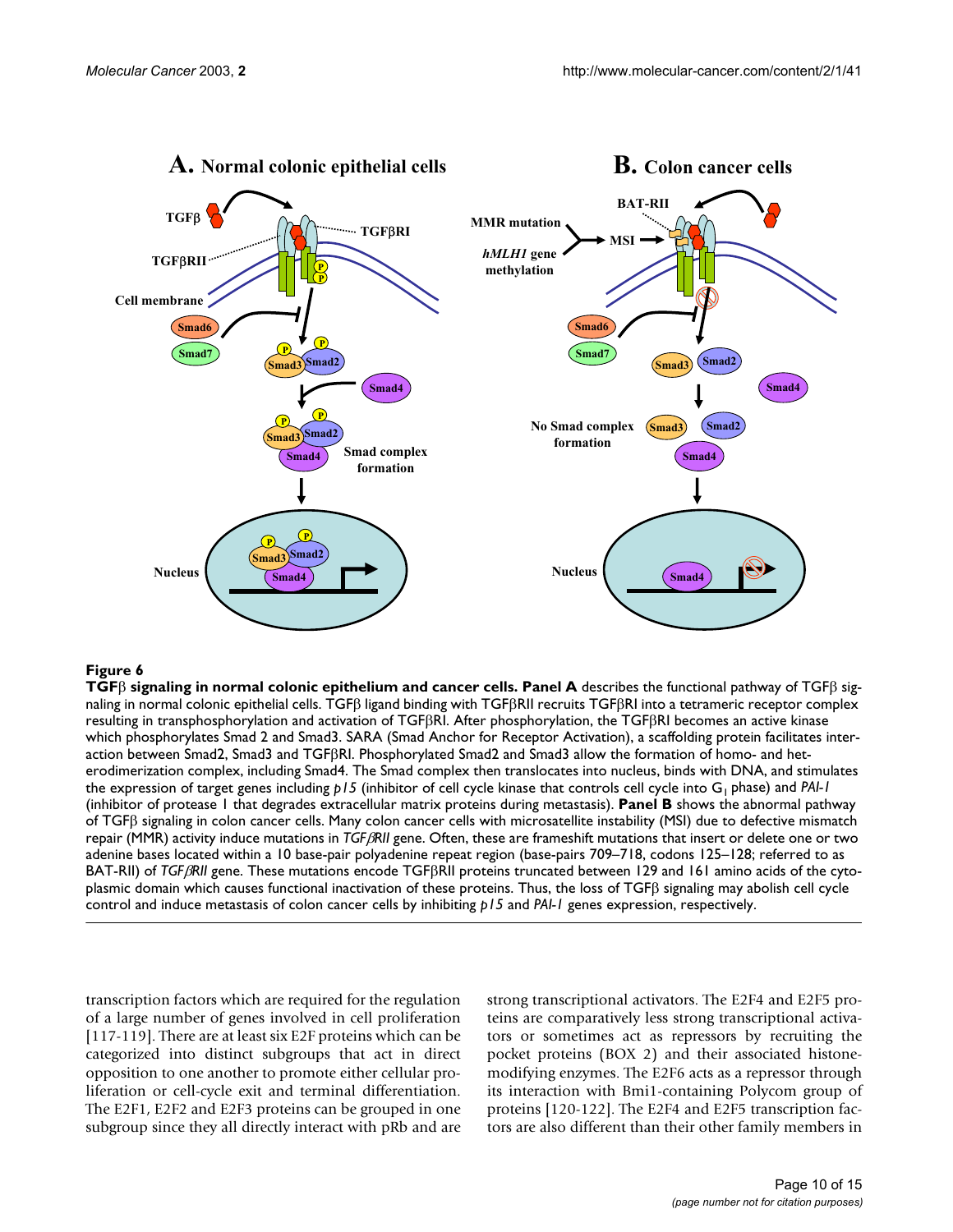**Figure 6**

**TGFβ signaling in normal colonic epithelium and cancer cells. Panel A** describes the functional pathway of TGFβ signaling in normal colonic epithelial cells. TGFβ ligand binding with TGFβRII recruits TGFβRI into a tetrameric receptor complex resulting in transphosphorylation and activation of TGFβRI. After phosphorylation, the TGFβRI becomes an active kinase which phosphorylates Smad 2 and Smad3. SARA (Smad Anchor for Receptor Activation), a scaffolding protein facilitates interaction between Smad2, Smad3 and TGFβRI. Phosphorylated Smad2 and Smad3 allow the formation of homo- and heterodimerization complex, including Smad4. The Smad complex then translocates into nucleus, binds with DNA, and stimulates the expression of target genes including *p15* (inhibitor of cell cycle kinase that controls cell cycle into $G_1$ phase) and *PAI-1* (inhibitor of protease 1 that degrades extracellular matrix proteins during metastasis). **Panel B** shows the abnormal pathway of TGFβ signaling in colon cancer cells. Many colon cancer cells with microsatellite instability (MSI) due to defective mismatch repair (MMR) activity induce mutations in *TGFβRII* gene. Often, these are frameshift mutations that insert or delete one or two adenine bases located within a 10 base-pair polyadenine repeat region (base-pairs 709–718, codons 125–128; referred to as BAT-RII) of *TGFβRII* gene. These mutations encode TGFβRII proteins truncated between 129 and 161 amino acids of the cytoplasmic domain which causes functional inactivation of these proteins. Thus, the loss of TGFβ signaling may abolish cell cycle control and induce metastasis of colon cancer cells by inhibiting *p15* and *PAI-1* genes expression, respectively.

transcription factors which are required for the regulation of a large number of genes involved in cell proliferation [117-119]. There are at least six E2F proteins which can be categorized into distinct subgroups that act in direct opposition to one another to promote either cellular proliferation or cell-cycle exit and terminal differentiation. The E2F1, E2F2 and E2F3 proteins can be grouped in one subgroup since they all directly interact with pRb and are strong transcriptional activators. The E2F4 and E2F5 proteins are comparatively less strong transcriptional activators or sometimes act as repressors by recruiting the pocket proteins (BOX 2) and their associated histone-modifying enzymes. The E2F6 acts as a repressor through its interaction with Bmi1-containing Polycom group of proteins [120-122]. The E2F4 and E2F5 transcription factors are also different than their other family members in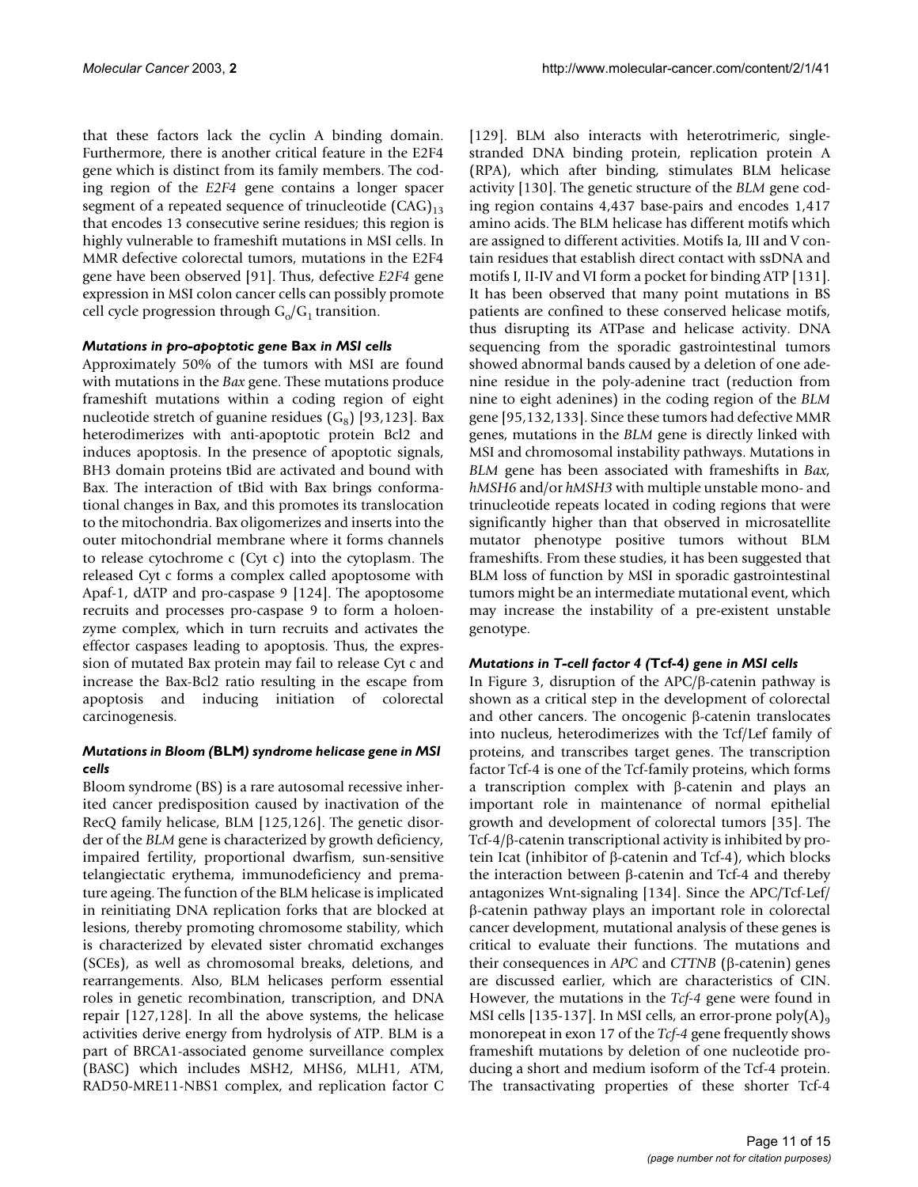that these factors lack the cyclin A binding domain. Furthermore, there is another critical feature in the E2F4 gene which is distinct from its family members. The coding region of the *E2F4* gene contains a longer spacer segment of a repeated sequence of trinucleotide $(CAG)_{13}$ that encodes 13 consecutive serine residues; this region is highly vulnerable to frameshift mutations in MSI cells. In MMR defective colorectal tumors, mutations in the E2F4 gene have been observed [91]. Thus, defective *E2F4* gene expression in MSI colon cancer cells can possibly promote cell cycle progression through $G_o/G_1$ transition.

### *Mutations in pro-apoptotic gene* **Bax** *in MSI cells*

Approximately 50% of the tumors with MSI are found with mutations in the *Bax* gene. These mutations produce frameshift mutations within a coding region of eight nucleotide stretch of guanine residues ($G_8$) [93,123]. Bax heterodimerizes with anti-apoptotic protein Bcl2 and induces apoptosis. In the presence of apoptotic signals, BH3 domain proteins tBid are activated and bound with Bax. The interaction of tBid with Bax brings conformational changes in Bax, and this promotes its translocation to the mitochondria. Bax oligomerizes and inserts into the outer mitochondrial membrane where it forms channels to release cytochrome c (Cyt c) into the cytoplasm. The released Cyt c forms a complex called apoptosome with Apaf-1, dATP and pro-caspase 9 [124]. The apoptosome recruits and processes pro-caspase 9 to form a holoenzyme complex, which in turn recruits and activates the effector caspases leading to apoptosis. Thus, the expression of mutated Bax protein may fail to release Cyt c and increase the Bax-Bcl2 ratio resulting in the escape from apoptosis and inducing initiation of colorectal carcinogenesis.

### *Mutations in Bloom (***BLM***) syndrome helicase gene in MSI cells*

Bloom syndrome (BS) is a rare autosomal recessive inherited cancer predisposition caused by inactivation of the RecQ family helicase, BLM [125,126]. The genetic disorder of the *BLM* gene is characterized by growth deficiency, impaired fertility, proportional dwarfism, sun-sensitive telangiectatic erythema, immunodeficiency and premature ageing. The function of the BLM helicase is implicated in reinitiating DNA replication forks that are blocked at lesions, thereby promoting chromosome stability, which is characterized by elevated sister chromatid exchanges (SCEs), as well as chromosomal breaks, deletions, and rearrangements. Also, BLM helicases perform essential roles in genetic recombination, transcription, and DNA repair [127,128]. In all the above systems, the helicase activities derive energy from hydrolysis of ATP. BLM is a part of BRCA1-associated genome surveillance complex (BASC) which includes MSH2, MHS6, MLH1, ATM, RAD50-MRE11-NBS1 complex, and replication factor C [129]. BLM also interacts with heterotrimeric, single-stranded DNA binding protein, replication protein A (RPA), which after binding, stimulates BLM helicase activity [130]. The genetic structure of the *BLM* gene coding region contains 4,437 base-pairs and encodes 1,417 amino acids. The BLM helicase has different motifs which are assigned to different activities. Motifs Ia, III and V contain residues that establish direct contact with ssDNA and motifs I, II-IV and VI form a pocket for binding ATP [131]. It has been observed that many point mutations in BS patients are confined to these conserved helicase motifs, thus disrupting its ATPase and helicase activity. DNA sequencing from the sporadic gastrointestinal tumors showed abnormal bands caused by a deletion of one adenine residue in the poly-adenine tract (reduction from nine to eight adenines) in the coding region of the *BLM* gene [95,132,133]. Since these tumors had defective MMR genes, mutations in the *BLM* gene is directly linked with MSI and chromosomal instability pathways. Mutations in *BLM* gene has been associated with frameshifts in *Bax, hMSH6* and/or *hMSH3* with multiple unstable mono- and trinucleotide repeats located in coding regions that were significantly higher than that observed in microsatellite mutator phenotype positive tumors without BLM frameshifts. From these studies, it has been suggested that BLM loss of function by MSI in sporadic gastrointestinal tumors might be an intermediate mutational event, which may increase the instability of a pre-existent unstable genotype.

### *Mutations in T-cell factor 4 (***Tcf-4***) gene in MSI cells*

In Figure 3, disruption of the APC/β-catenin pathway is shown as a critical step in the development of colorectal and other cancers. The oncogenic β-catenin translocates into nucleus, heterodimerizes with the Tcf/Lef family of proteins, and transcribes target genes. The transcription factor Tcf-4 is one of the Tcf-family proteins, which forms a transcription complex with β-catenin and plays an important role in maintenance of normal epithelial growth and development of colorectal tumors [35]. The Tcf-4/β-catenin transcriptional activity is inhibited by protein Icat (inhibitor of β-catenin and Tcf-4), which blocks the interaction between β-catenin and Tcf-4 and thereby antagonizes Wnt-signaling [134]. Since the APC/Tcf-Lef/β-catenin pathway plays an important role in colorectal cancer development, mutational analysis of these genes is critical to evaluate their functions. The mutations and their consequences in *APC* and *CTTNB* (β-catenin) genes are discussed earlier, which are characteristics of CIN. However, the mutations in the *Tcf-4* gene were found in MSI cells [135-137]. In MSI cells, an error-prone $poly(A)_9$ monorepeat in exon 17 of the *Tcf-4* gene frequently shows frameshift mutations by deletion of one nucleotide producing a short and medium isoform of the Tcf-4 protein. The transactivating properties of these shorter Tcf-4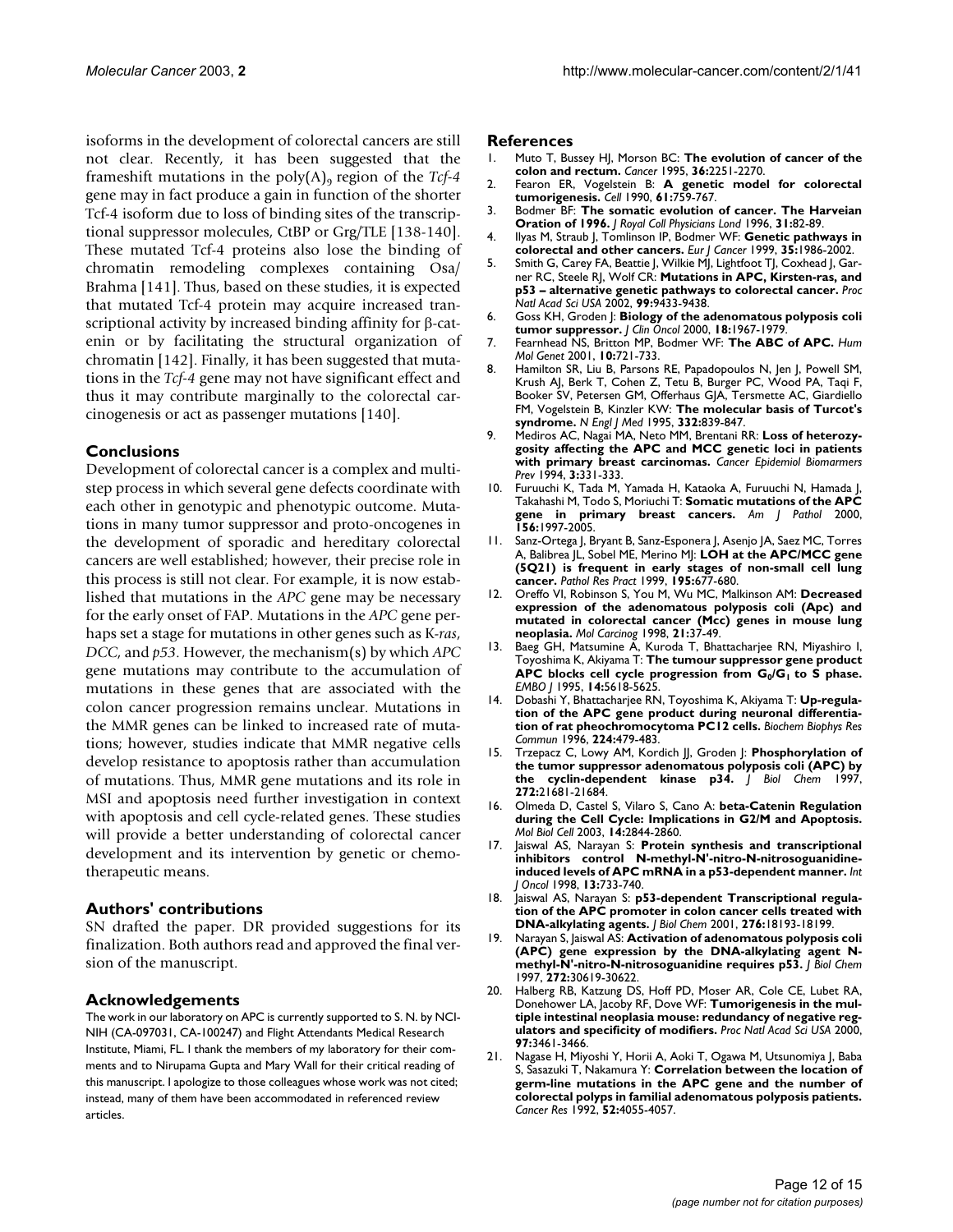isoforms in the development of colorectal cancers are still not clear. Recently, it has been suggested that the frameshift mutations in the poly(A)$_9$ region of the *Tcf-4* gene may in fact produce a gain in function of the shorter Tcf-4 isoform due to loss of binding sites of the transcriptional suppressor molecules, CtBP or Grg/TLE [138-140]. These mutated Tcf-4 proteins also lose the binding of chromatin remodeling complexes containing Osa/Brahma [141]. Thus, based on these studies, it is expected that mutated Tcf-4 protein may acquire increased transcriptional activity by increased binding affinity for β-catenin or by facilitating the structural organization of chromatin [142]. Finally, it has been suggested that mutations in the *Tcf-4* gene may not have significant effect and thus it may contribute marginally to the colorectal carcinogenesis or act as passenger mutations [140].

## Conclusions

Development of colorectal cancer is a complex and multistep process in which several gene defects coordinate with each other in genotypic and phenotypic outcome. Mutations in many tumor suppressor and proto-oncogenes in the development of sporadic and hereditary colorectal cancers are well established; however, their precise role in this process is still not clear. For example, it is now established that mutations in the *APC* gene may be necessary for the early onset of FAP. Mutations in the *APC* gene perhaps set a stage for mutations in other genes such as K-*ras*, *DCC*, and *p53*. However, the mechanism(s) by which *APC* gene mutations may contribute to the accumulation of mutations in these genes that are associated with the colon cancer progression remains unclear. Mutations in the MMR genes can be linked to increased rate of mutations; however, studies indicate that MMR negative cells develop resistance to apoptosis rather than accumulation of mutations. Thus, MMR gene mutations and its role in MSI and apoptosis need further investigation in context with apoptosis and cell cycle-related genes. These studies will provide a better understanding of colorectal cancer development and its intervention by genetic or chemotherapeutic means.

## Authors' contributions

SN drafted the paper. DR provided suggestions for its finalization. Both authors read and approved the final version of the manuscript.

## Acknowledgements

The work in our laboratory on APC is currently supported to S. N. by NCI-NIH (CA-097031, CA-100247) and Flight Attendants Medical Research Institute, Miami, FL. I thank the members of my laboratory for their comments and to Nirupama Gupta and Mary Wall for their critical reading of this manuscript. I apologize to those colleagues whose work was not cited; instead, many of them have been accommodated in referenced review articles.

## References

1. Muto T, Bussey HJ, Morson BC: **The evolution of cancer of the colon and rectum.** *Cancer* 1995, **36:**2251-2270.
2. Fearon ER, Vogelstein B: **A genetic model for colorectal tumorigenesis.** *Cell* 1990, **61:**759-767.
3. Bodmer BF: **The somatic evolution of cancer. The Harveian Oration of 1996.** *J Royal Coll Physicians Lond* 1996, **31:**82-89.
4. Ilyas M, Straub J, Tomlinson IP, Bodmer WF: **Genetic pathways in colorectal and other cancers.** *Eur J Cancer* 1999, **35:**1986-2002.
5. Smith G, Carey FA, Beattie J, Wilkie MJ, Lightfoot TJ, Coxhead J, Garner RC, Steele RJ, Wolf CR: **Mutations in APC, Kirsten-ras, and p53 – alternative genetic pathways to colorectal cancer.** *Proc Natl Acad Sci USA* 2002, **99:**9433-9438.
6. Goss KH, Groden J: **Biology of the adenomatous polyposis coli tumor suppressor.** *J Clin Oncol* 2000, **18:**1967-1979.
7. Fearnhead NS, Britton MP, Bodmer WF: **The ABC of APC.** *Hum Mol Genet* 2001, **10:**721-733.
8. Hamilton SR, Liu B, Parsons RE, Papadopoulos N, Jen J, Powell SM, Krush AJ, Berk T, Cohen Z, Tetu B, Burger PC, Wood PA, Taqi F, Booker SV, Petersen GM, Offerhaus GJA, Tersmette AC, Giardiello FM, Vogelstein B, Kinzler KW: **The molecular basis of Turcot's syndrome.** *N Engl J Med* 1995, **332:**839-847.
9. Mediros AC, Nagai MA, Neto MM, Brentani RR: **Loss of heterozygosity affecting the APC and MCC genetic loci in patients with primary breast carcinomas.** *Cancer Epidemiol Biomarmers Prev* 1994, **3:**331-333.
10. Furuuchi K, Tada M, Yamada H, Kataoka A, Furuuchi N, Hamada J, Takahashi M, Todo S, Moriuchi T: **Somatic mutations of the APC gene in primary breast cancers.** *Am J Pathol* 2000, **156:**1997-2005.
11. Sanz-Ortega J, Bryant B, Sanz-Esponera J, Asenjo JA, Saez MC, Torres A, Balibrea JL, Sobel ME, Merino MJ: **LOH at the APC/MCC gene (5Q21) is frequent in early stages of non-small cell lung cancer.** *Pathol Res Pract* 1999, **195:**677-680.
12. Oreffo VI, Robinson S, You M, Wu MC, Malkinson AM: **Decreased expression of the adenomatous polyposis coli (Apc) and mutated in colorectal cancer (Mcc) genes in mouse lung neoplasia.** *Mol Carcinog* 1998, **21:**37-49.
13. Baeg GH, Matsumine A, Kuroda T, Bhattacharjee RN, Miyashiro I, Toyoshima K, Akiyama T: **The tumour suppressor gene product APC blocks cell cycle progression from $G_0/G_1$ to S phase.** *EMBO J* 1995, **14:**5618-5625.
14. Dobashi Y, Bhattacharjee RN, Toyoshima K, Akiyama T: **Up-regulation of the APC gene product during neuronal differentiation of rat pheochromocytoma PC12 cells.** *Biochem Biophys Res Commun* 1996, **224:**479-483.
15. Trzepacz C, Lowy AM, Kordich JJ, Groden J: **Phosphorylation of the tumor suppressor adenomatous polyposis coli (APC) by the cyclin-dependent kinase p34.** *J Biol Chem* 1997, **272:**21681-21684.
16. Olmeda D, Castel S, Vilaro S, Cano A: **beta-Catenin Regulation during the Cell Cycle: Implications in G2/M and Apoptosis.** *Mol Biol Cell* 2003, **14:**2844-2860.
17. Jaiswal AS, Narayan S: **Protein synthesis and transcriptional inhibitors control N-methyl-N'-nitro-N-nitrosoguanidine-induced levels of APC mRNA in a p53-dependent manner.** *Int J Oncol* 1998, **13:**733-740.
18. Jaiswal AS, Narayan S: **p53-dependent Transcriptional regulation of the APC promoter in colon cancer cells treated with DNA-alkylating agents.** *J Biol Chem* 2001, **276:**18193-18199.
19. Narayan S, Jaiswal AS: **Activation of adenomatous polyposis coli (APC) gene expression by the DNA-alkylating agent N-methyl-N'-nitro-N-nitrosoguanidine requires p53.** *J Biol Chem* 1997, **272:**30619-30622.
20. Halberg RB, Katzung DS, Hoff PD, Moser AR, Cole CE, Lubet RA, Donehower LA, Jacoby RF, Dove WF: **Tumorigenesis in the multiple intestinal neoplasia mouse: redundancy of negative regulators and specificity of modifiers.** *Proc Natl Acad Sci USA* 2000, **97:**3461-3466.
21. Nagase H, Miyoshi Y, Horii A, Aoki T, Ogawa M, Utsunomiya J, Baba S, Sasazuki T, Nakamura Y: **Correlation between the location of germ-line mutations in the APC gene and the number of colorectal polyps in familial adenomatous polyposis patients.** *Cancer Res* 1992, **52:**4055-4057.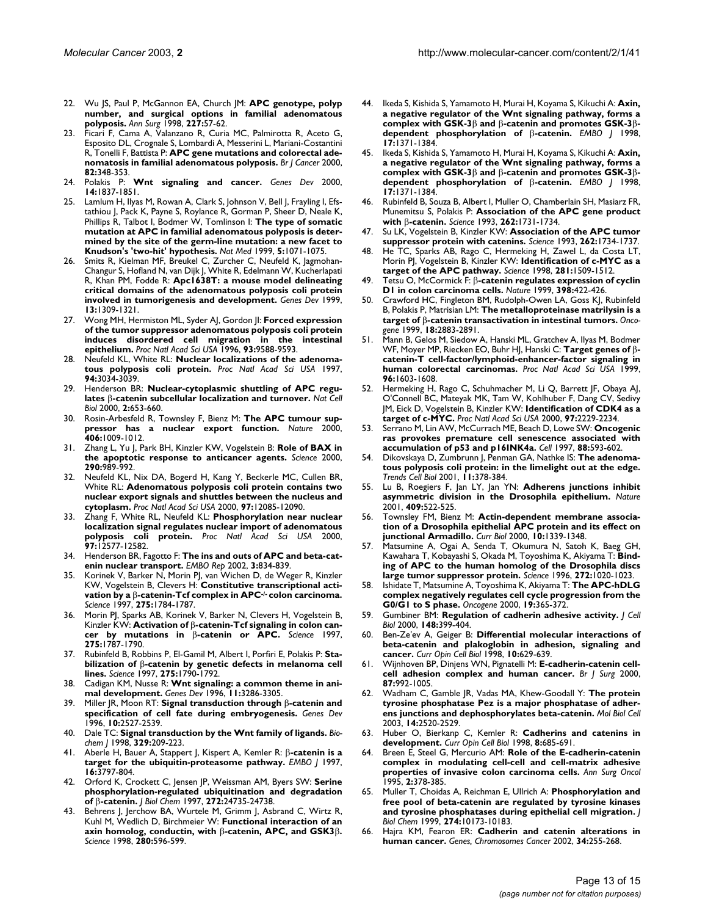22. Wu JS, Paul P, McGannon EA, Church JM: **APC genotype, polyp number, and surgical options in familial adenomatous polyposis.** *Ann Surg* 1998, **227**:57-62.
23. Ficari F, Cama A, Valanzano R, Curia MC, Palmirotta R, Aceto G, Esposito DL, Crognale S, Lombardi A, Messerini L, Mariani-Costantini R, Tonelli F, Battista P: **APC gene mutations and colorectal adenomatosis in familial adenomatous polyposis.** *Br J Cancer* 2000, **82**:348-353.
24. Polakis P: **Wnt signaling and cancer.** *Genes Dev* 2000, **14**:1837-1851.
25. Lamlum H, Ilyas M, Rowan A, Clark S, Johnson V, Bell J, Frayling I, Efstathiou J, Pack K, Payne S, Roylance R, Gorman P, Sheer D, Neale K, Phillips R, Talbot I, Bodmer W, Tomlinson I: **The type of somatic mutation at APC in familial adenomatous polyposis is determined by the site of the germ-line mutation: a new facet to Knudson's 'two-hit' hypothesis.** *Nat Med* 1999, **5**:1071-1075.
26. Smits R, Kielman MF, Breukel C, Zurcher C, Neufeld K, Jagmohan-Changur S, Hofland N, van Dijk J, White R, Edelmann W, Kucherlapati R, Khan PM, Fodde R: **Apc1638T: a mouse model delineating critical domains of the adenomatous polyposis coli protein involved in tumorigenesis and development.** *Genes Dev* 1999, **13**:1309-1321.
27. Wong MH, Hermiston ML, Syder AJ, Gordon JI: **Forced expression of the tumor suppressor adenomatous polyposis coli protein induces disordered cell migration in the intestinal epithelium.** *Proc Natl Acad Sci USA* 1996, **93**:9588-9593.
28. Neufeld KL, White RL: **Nuclear localizations of the adenomatous polyposis coli protein.** *Proc Natl Acad Sci USA* 1997, **94**:3034-3039.
29. Henderson BR: **Nuclear-cytoplasmic shuttling of APC regulates β-catenin subcellular localization and turnover.** *Nat Cell Biol* 2000, **2**:653-660.
30. Rosin-Arbesfeld R, Townsley F, Bienz M: **The APC tumour suppressor has a nuclear export function.** *Nature* 2000, **406**:1009-1012.
31. Zhang L, Yu J, Park BH, Kinzler KW, Vogelstein B: **Role of BAX in the apoptotic response to anticancer agents.** *Science* 2000, **290**:989-992.
32. Neufeld KL, Nix DA, Bogerd H, Kang Y, Beckerle MC, Cullen BR, White RL: **Adenomatous polyposis coli protein contains two nuclear export signals and shuttles between the nucleus and cytoplasm.** *Proc Natl Acad Sci USA* 2000, **97**:12085-12090.
33. Zhang F, White RL, Neufeld KL: **Phosphorylation near nuclear localization signal regulates nuclear import of adenomatous polyposis coli protein.** *Proc Natl Acad Sci USA* 2000, **97**:12577-12582.
34. Henderson BR, Fagotto F: **The ins and outs of APC and beta-catenin nuclear transport.** *EMBO Rep* 2002, **3**:834-839.
35. Korinek V, Barker N, Morin PJ, van Wichen D, de Weger R, Kinzler KW, Vogelstein B, Clevers H: **Constitutive transcriptional activation by a β-catenin-Tcf complex in APC$^{-/-}$ colon carcinoma.** *Science* 1997, **275**:1784-1787.
36. Morin PJ, Sparks AB, Korinek V, Barker N, Clevers H, Vogelstein B, Kinzler KW: **Activation of β-catenin-Tcf signaling in colon cancer by mutations in β-catenin or APC.** *Science* 1997, **275**:1787-1790.
37. Rubinfeld B, Robbins P, El-Gamil M, Albert I, Porfiri E, Polakis P: **Stabilization of β-catenin by genetic defects in melanoma cell lines.** *Science* 1997, **275**:1790-1792.
38. Cadigan KM, Nusse R: **Wnt signaling: a common theme in animal development.** *Genes Dev* 1996, **11**:3286-3305.
39. Miller JR, Moon RT: **Signal transduction through β-catenin and specification of cell fate during embryogenesis.** *Genes Dev* 1996, **10**:2527-2539.
40. Dale TC: **Signal transduction by the Wnt family of ligands.** *Biochem J* 1998, **329**:209-223.
41. Aberle H, Bauer A, Stappert J, Kispert A, Kemler R: **β-catenin is a target for the ubiquitin-proteasome pathway.** *EMBO J* 1997, **16**:3797-804.
42. Orford K, Crockett C, Jensen JP, Weissman AM, Byers SW: **Serine phosphorylation-regulated ubiquitination and degradation of β-catenin.** *J Biol Chem* 1997, **272**:24735-24738.
43. Behrens J, Jerchow BA, Wurtele M, Grimm J, Asbrand C, Wirtz R, Kuhl M, Wedlich D, Birchmeier W: **Functional interaction of an axin homolog, conductin, with β-catenin, APC, and GSK3β.** *Science* 1998, **280**:596-599.
44. Ikeda S, Kishida S, Yamamoto H, Murai H, Koyama S, Kikuchi A: **Axin, a negative regulator of the Wnt signaling pathway, forms a complex with GSK-3β and β-catenin and promotes GSK-3β-dependent phosphorylation of β-catenin.** *EMBO J* 1998, **17**:1371-1384.
45. Ikeda S, Kishida S, Yamamoto H, Murai H, Koyama S, Kikuchi A: **Axin, a negative regulator of the Wnt signaling pathway, forms a complex with GSK-3β and β-catenin and promotes GSK-3β-dependent phosphorylation of β-catenin.** *EMBO J* 1998, **17**:1371-1384.
46. Rubinfeld B, Souza B, Albert I, Muller O, Chamberlain SH, Masiarz FR, Munemitsu S, Polakis P: **Association of the APC gene product with β-catenin.** *Science* 1993, **262**:1731-1734.
47. Su LK, Vogelstein B, Kinzler KW: **Association of the APC tumor suppressor protein with catenins.** *Science* 1993, **262**:1734-1737.
48. He TC, Sparks AB, Rago C, Hermeking H, Zawel L, da Costa LT, Morin PJ, Vogelstein B, Kinzler KW: **Identification of c-MYC as a target of the APC pathway.** *Science* 1998, **281**:1509-1512.
49. Tetsu O, McCormick F: **β-catenin regulates expression of cyclin D1 in colon carcinoma cells.** *Nature* 1999, **398**:422-426.
50. Crawford HC, Fingleton BM, Rudolph-Owen LA, Goss KJ, Rubinfeld B, Polakis P, Matrisian LM: **The metalloproteinase matrilysin is a target of β-catenin transactivation in intestinal tumors.** *Oncogene* 1999, **18**:2883-2891.
51. Mann B, Gelos M, Siedow A, Hanski ML, Gratchev A, Ilyas M, Bodmer WF, Moyer MP, Riecken EO, Buhr HJ, Hanski C: **Target genes of β-catenin-T cell-factor/lymphoid-enhancer-factor signaling in human colorectal carcinomas.** *Proc Natl Acad Sci USA* 1999, **96**:1603-1608.
52. Hermeking H, Rago C, Schuhmacher M, Li Q, Barrett JF, Obaya AJ, O'Connell BC, Mateyak MK, Tam W, Kohlhuber F, Dang CV, Sedivy JM, Eick D, Vogelstein B, Kinzler KW: **Identification of CDK4 as a target of c-MYC.** *Proc Natl Acad Sci USA* 2000, **97**:2229-2234.
53. Serrano M, Lin AW, McCurrach ME, Beach D, Lowe SW: **Oncogenic ras provokes premature cell senescence associated with accumulation of p53 and p16INK4a.** *Cell* 1997, **88**:593-602.
54. Dikovskaya D, Zumbrunn J, Penman GA, Nathke IS: **The adenomatous polyposis coli protein: in the limelight out at the edge.** *Trends Cell Biol* 2001, **11**:378-384.
55. Lu B, Roegiers F, Jan LY, Jan YN: **Adherens junctions inhibit asymmetric division in the Drosophila epithelium.** *Nature* 2001, **409**:522-525.
56. Townsley FM, Bienz M: **Actin-dependent membrane association of a Drosophila epithelial APC protein and its effect on junctional Armadillo.** *Curr Biol* 2000, **10**:1339-1348.
57. Matsumine A, Ogai A, Senda T, Okumura N, Satoh K, Baeg GH, Kawahara T, Kobayashi S, Okada M, Toyoshima K, Akiyama T: **Binding of APC to the human homolog of the Drosophila discs large tumor suppressor protein.** *Science* 1996, **272**:1020-1023.
58. Ishidate T, Matsumine A, Toyoshima K, Akiyama T: **The APC-hDLG complex negatively regulates cell cycle progression from the G0/G1 to S phase.** *Oncogene* 2000, **19**:365-372.
59. Gumbiner BM: **Regulation of cadherin adhesive activity.** *J Cell Biol* 2000, **148**:399-404.
60. Ben-Ze'ev A, Geiger B: **Differential molecular interactions of beta-catenin and plakoglobin in adhesion, signaling and cancer.** *Curr Opin Cell Biol* 1998, **10**:629-639.
61. Wijnhoven BP, Dinjens WN, Pignatelli M: **E-cadherin-catenin cell-cell adhesion complex and human cancer.** *Br J Surg* 2000, **87**:992-1005.
62. Wadham C, Gamble JR, Vadas MA, Khew-Goodall Y: **The protein tyrosine phosphatase Pez is a major phosphatase of adherens junctions and dephosphorylates beta-catenin.** *Mol Biol Cell* 2003, **14**:2520-2529.
63. Huber O, Bierkanp C, Kemler R: **Cadherins and catenins in development.** *Curr Opin Cell Biol* 1998, **8**:685-691.
64. Breen E, Steel G, Mercurio AM: **Role of the E-cadherin-catenin complex in modulating cell-cell and cell-matrix adhesive properties of invasive colon carcinoma cells.** *Ann Surg Oncol* 1995, **2**:378-385.
65. Muller T, Choidas A, Reichman E, Ullrich A: **Phosphorylation and free pool of beta-catenin are regulated by tyrosine kinases and tyrosine phosphatases during epithelial cell migration.** *J Biol Chem* 1999, **274**:10173-10183.
66. Hajra KM, Fearon ER: **Cadherin and catenin alterations in human cancer.** *Genes, Chromosomes Cancer* 2002, **34**:255-268.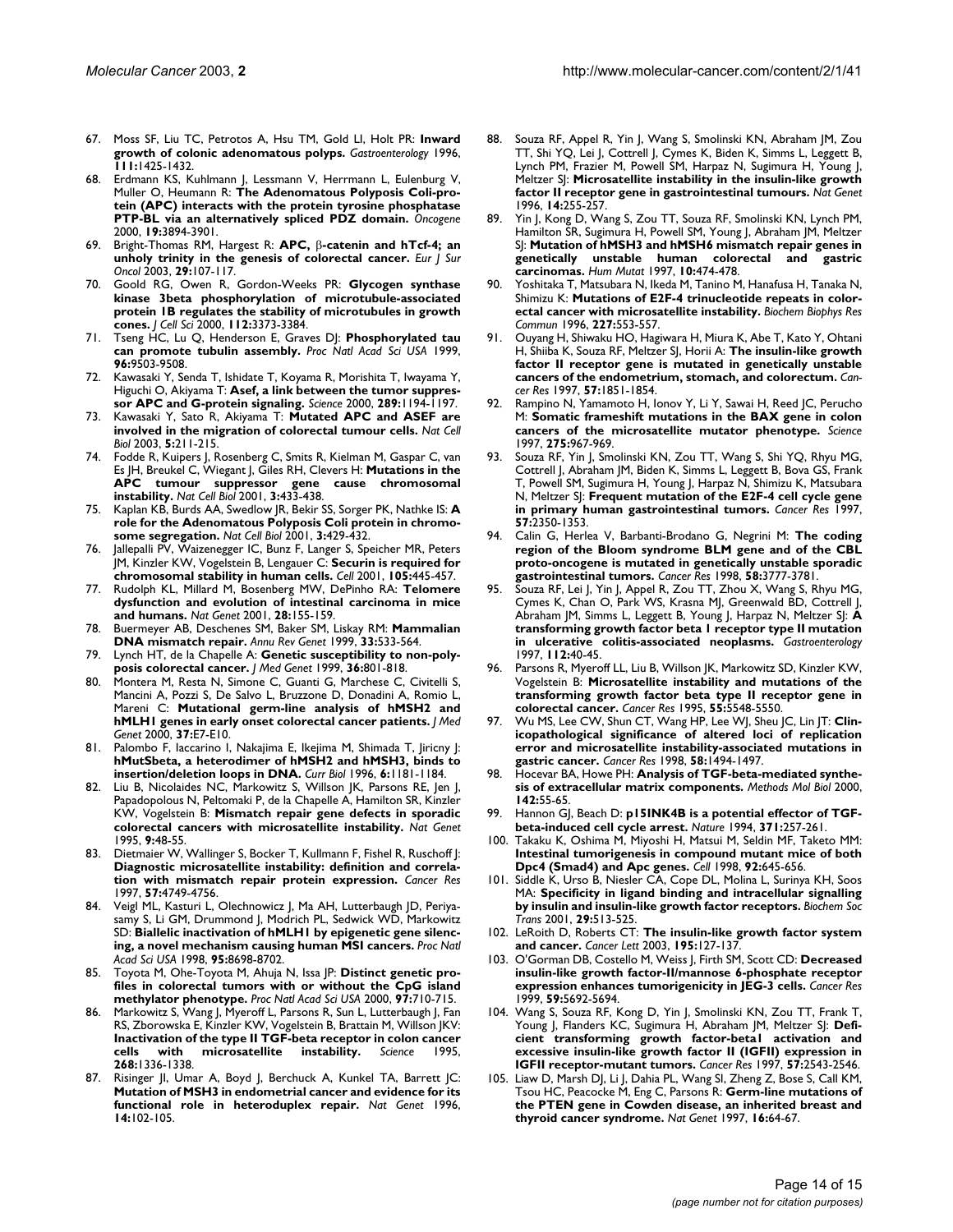67. Moss SF, Liu TC, Petrotos A, Hsu TM, Gold LI, Holt PR: **Inward growth of colonic adenomatous polyps.** *Gastroenterology* 1996, **111:**1425-1432.
68. Erdmann KS, Kuhlmann J, Lessmann V, Herrmann L, Eulenburg V, Muller O, Heumann R: **The Adenomatous Polyposis Coli-protein (APC) interacts with the protein tyrosine phosphatase PTP-BL via an alternatively spliced PDZ domain.** *Oncogene* 2000, **19:**3894-3901.
69. Bright-Thomas RM, Hargest R: **APC, β-catenin and hTcf-4; an unholy trinity in the genesis of colorectal cancer.** *Eur J Sur Oncol* 2003, **29:**107-117.
70. Goold RG, Owen R, Gordon-Weeks PR: **Glycogen synthase kinase 3beta phosphorylation of microtubule-associated protein 1B regulates the stability of microtubules in growth cones.** *J Cell Sci* 2000, **112:**3373-3384.
71. Tseng HC, Lu Q, Henderson E, Graves DJ: **Phosphorylated tau can promote tubulin assembly.** *Proc Natl Acad Sci USA* 1999, **96:**9503-9508.
72. Kawasaki Y, Senda T, Ishidate T, Koyama R, Morishita T, Iwayama Y, Higuchi O, Akiyama T: **Asef, a link between the tumor suppressor APC and G-protein signaling.** *Science* 2000, **289:**1194-1197.
73. Kawasaki Y, Sato R, Akiyama T: **Mutated APC and ASEF are involved in the migration of colorectal tumour cells.** *Nat Cell Biol* 2003, **5:**211-215.
74. Fodde R, Kuipers J, Rosenberg C, Smits R, Kielman M, Gaspar C, van Es JH, Breukel C, Wiegant J, Giles RH, Clevers H: **Mutations in the APC tumour suppressor gene cause chromosomal instability.** *Nat Cell Biol* 2001, **3:**433-438.
75. Kaplan KB, Burds AA, Swedlow JR, Bekir SS, Sorger PK, Nathke IS: **A role for the Adenomatous Polyposis Coli protein in chromosome segregation.** *Nat Cell Biol* 2001, **3:**429-432.
76. Jallepalli PV, Waizenegger IC, Bunz F, Langer S, Speicher MR, Peters JM, Kinzler KW, Vogelstein B, Lengauer C: **Securin is required for chromosomal stability in human cells.** *Cell* 2001, **105:**445-457.
77. Rudolph KL, Millard M, Bosenberg MW, DePinho RA: **Telomere dysfunction and evolution of intestinal carcinoma in mice and humans.** *Nat Genet* 2001, **28:**155-159.
78. Buermeyer AB, Deschenes SM, Baker SM, Liskay RM: **Mammalian DNA mismatch repair.** *Annu Rev Genet* 1999, **33:**533-564.
79. Lynch HT, de la Chapelle A: **Genetic susceptibility to non-polyposis colorectal cancer.** *J Med Genet* 1999, **36:**801-818.
80. Montera M, Resta N, Simone C, Guanti G, Marchese C, Civitelli S, Mancini A, Pozzi S, De Salvo L, Bruzzone D, Donadini A, Romio L, Mareni C: **Mutational germ-line analysis of hMSH2 and hMLH1 genes in early onset colorectal cancer patients.** *J Med Genet* 2000, **37:**E7-E10.
81. Palombo F, Iaccarino I, Nakajima E, Ikejima M, Shimada T, Jiricny J: **hMutSbeta, a heterodimer of hMSH2 and hMSH3, binds to insertion/deletion loops in DNA.** *Curr Biol* 1996, **6:**1181-1184.
82. Liu B, Nicolaides NC, Markowitz S, Willson JK, Parsons RE, Jen J, Papadopolous N, Peltomaki P, de la Chapelle A, Hamilton SR, Kinzler KW, Vogelstein B: **Mismatch repair gene defects in sporadic colorectal cancers with microsatellite instability.** *Nat Genet* 1995, **9:**48-55.
83. Dietmaier W, Wallinger S, Bocker T, Kullmann F, Fishel R, Ruschoff J: **Diagnostic microsatellite instability: definition and correlation with mismatch repair protein expression.** *Cancer Res* 1997, **57:**4749-4756.
84. Veigl ML, Kasturi L, Olechnowicz J, Ma AH, Lutterbaugh JD, Periyasamy S, Li GM, Drummond J, Modrich PL, Sedwick WD, Markowitz SD: **Biallelic inactivation of hMLH1 by epigenetic gene silencing, a novel mechanism causing human MSI cancers.** *Proc Natl Acad Sci USA* 1998, **95:**8698-8702.
85. Toyota M, Ohe-Toyota M, Ahuja N, Issa JP: **Distinct genetic profiles in colorectal tumors with or without the CpG island methylator phenotype.** *Proc Natl Acad Sci USA* 2000, **97:**710-715.
86. Markowitz S, Wang J, Myeroff L, Parsons R, Sun L, Lutterbaugh J, Fan RS, Zborowska E, Kinzler KW, Vogelstein B, Brattain M, Willson JKV: **Inactivation of the type II TGF-beta receptor in colon cancer cells with microsatellite instability.** *Science* 1995, **268:**1336-1338.
87. Risinger JI, Umar A, Boyd J, Berchuck A, Kunkel TA, Barrett JC: **Mutation of MSH3 in endometrial cancer and evidence for its functional role in heteroduplex repair.** *Nat Genet* 1996, **14:**102-105.
88. Souza RF, Appel R, Yin J, Wang S, Smolinski KN, Abraham JM, Zou TT, Shi YQ, Lei J, Cottrell J, Cymes K, Biden K, Simms L, Leggett B, Lynch PM, Frazier M, Powell SM, Harpaz N, Sugimura H, Young J, Meltzer SJ: **Microsatellite instability in the insulin-like growth factor II receptor gene in gastrointestinal tumours.** *Nat Genet* 1996, **14:**255-257.
89. Yin J, Kong D, Wang S, Zou TT, Souza RF, Smolinski KN, Lynch PM, Hamilton SR, Sugimura H, Powell SM, Young J, Abraham JM, Meltzer SJ: **Mutation of hMSH3 and hMSH6 mismatch repair genes in genetically unstable human colorectal and gastric carcinomas.** *Hum Mutat* 1997, **10:**474-478.
90. Yoshitaka T, Matsubara N, Ikeda M, Tanino M, Hanafusa H, Tanaka N, Shimizu K: **Mutations of E2F-4 trinucleotide repeats in colorectal cancer with microsatellite instability.** *Biochem Biophys Res Commun* 1996, **227:**553-557.
91. Ouyang H, Shiwaku HO, Hagiwara H, Miura K, Abe T, Kato Y, Ohtani H, Shiiba K, Souza RF, Meltzer SJ, Horii A: **The insulin-like growth factor II receptor gene is mutated in genetically unstable cancers of the endometrium, stomach, and colorectum.** *Cancer Res* 1997, **57:**1851-1854.
92. Rampino N, Yamamoto H, Ionov Y, Li Y, Sawai H, Reed JC, Perucho M: **Somatic frameshift mutations in the BAX gene in colon cancers of the microsatellite mutator phenotype.** *Science* 1997, **275:**967-969.
93. Souza RF, Yin J, Smolinski KN, Zou TT, Wang S, Shi YQ, Rhyu MG, Cottrell J, Abraham JM, Biden K, Simms L, Leggett B, Bova GS, Frank T, Powell SM, Sugimura H, Young J, Harpaz N, Shimizu K, Matsubara N, Meltzer SJ: **Frequent mutation of the E2F-4 cell cycle gene in primary human gastrointestinal tumors.** *Cancer Res* 1997, **57:**2350-1353.
94. Calin G, Herlea V, Barbanti-Brodano G, Negrini M: **The coding region of the Bloom syndrome BLM gene and of the CBL proto-oncogene is mutated in genetically unstable sporadic gastrointestinal tumors.** *Cancer Res* 1998, **58:**3777-3781.
95. Souza RF, Lei J, Yin J, Appel R, Zou TT, Zhou X, Wang S, Rhyu MG, Cymes K, Chan O, Park WS, Krasna MJ, Greenwald BD, Cottrell J, Abraham JM, Simms L, Leggett B, Young J, Harpaz N, Meltzer SJ: **A transforming growth factor beta 1 receptor type II mutation in ulcerative colitis-associated neoplasms.** *Gastroenterology* 1997, **112:**40-45.
96. Parsons R, Myeroff LL, Liu B, Willson JK, Markowitz SD, Kinzler KW, Vogelstein B: **Microsatellite instability and mutations of the transforming growth factor beta type II receptor gene in colorectal cancer.** *Cancer Res* 1995, **55:**5548-5550.
97. Wu MS, Lee CW, Shun CT, Wang HP, Lee WJ, Sheu JC, Lin JT: **Clinicopathological significance of altered loci of replication error and microsatellite instability-associated mutations in gastric cancer.** *Cancer Res* 1998, **58:**1494-1497.
98. Hocevar BA, Howe PH: **Analysis of TGF-beta-mediated synthesis of extracellular matrix components.** *Methods Mol Biol* 2000, **142:**55-65.
99. Hannon GJ, Beach D: **p15INK4B is a potential effector of TGF-beta-induced cell cycle arrest.** *Nature* 1994, **371:**257-261.
100. Takaku K, Oshima M, Miyoshi H, Matsui M, Seldin MF, Taketo MM: **Intestinal tumorigenesis in compound mutant mice of both Dpc4 (Smad4) and Apc genes.** *Cell* 1998, **92:**645-656.
101. Siddle K, Urso B, Niesler CA, Cope DL, Molina L, Surinya KH, Soos MA: **Specificity in ligand binding and intracellular signalling by insulin and insulin-like growth factor receptors.** *Biochem Soc Trans* 2001, **29:**513-525.
102. LeRoith D, Roberts CT: **The insulin-like growth factor system and cancer.** *Cancer Lett* 2003, **195:**127-137.
103. O'Gorman DB, Costello M, Weiss J, Firth SM, Scott CD: **Decreased insulin-like growth factor-II/mannose 6-phosphate receptor expression enhances tumorigenicity in JEG-3 cells.** *Cancer Res* 1999, **59:**5692-5694.
104. Wang S, Souza RF, Kong D, Yin J, Smolinski KN, Zou TT, Frank T, Young J, Flanders KC, Sugimura H, Abraham JM, Meltzer SJ: **Deficient transforming growth factor-beta1 activation and excessive insulin-like growth factor II (IGFII) expression in IGFII receptor-mutant tumors.** *Cancer Res* 1997, **57:**2543-2546.
105. Liaw D, Marsh DJ, Li J, Dahia PL, Wang SI, Zheng Z, Bose S, Call KM, Tsou HC, Peacocke M, Eng C, Parsons R: **Germ-line mutations of the PTEN gene in Cowden disease, an inherited breast and thyroid cancer syndrome.** *Nat Genet* 1997, **16:**64-67.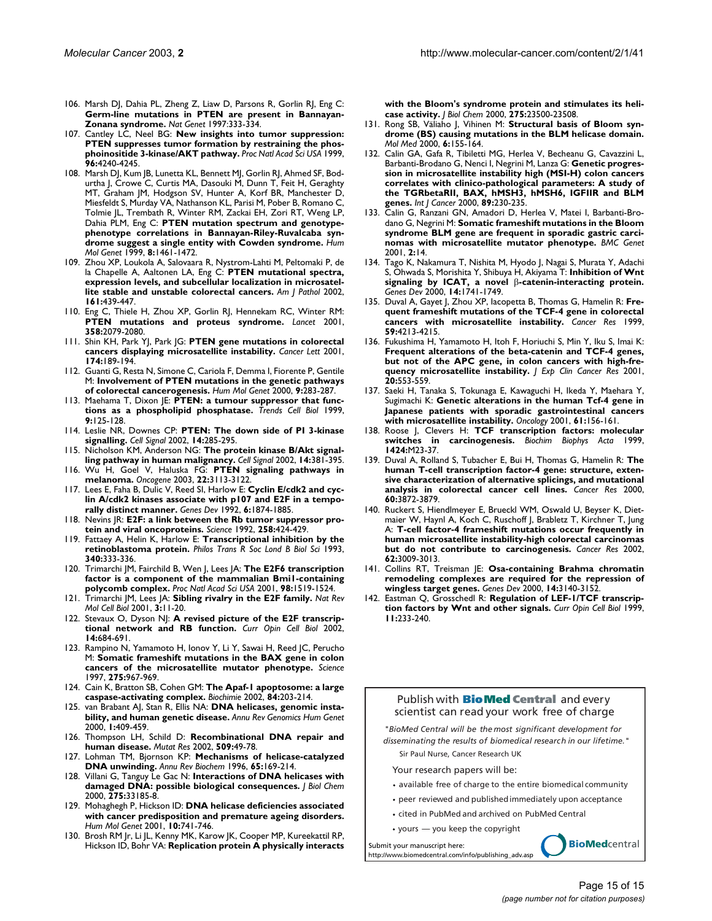106. Marsh DJ, Dahia PL, Zheng Z, Liaw D, Parsons R, Gorlin RJ, Eng C: **Germ-line mutations in PTEN are present in Bannayan-Zonana syndrome.** *Nat Genet* 1997:333-334.

107. Cantley LC, Neel BG: **New insights into tumor suppression: PTEN suppresses tumor formation by restraining the phosphoinositide 3-kinase/AKT pathway.** *Proc Natl Acad Sci USA* 1999, **96:**4240-4245.

108. Marsh DJ, Kum JB, Lunetta KL, Bennett MJ, Gorlin RJ, Ahmed SF, Bodurtha J, Crowe C, Curtis MA, Dasouki M, Dunn T, Feit H, Geraghty MT, Graham JM, Hodgson SV, Hunter A, Korf BR, Manchester D, Miesfeldt S, Murday VA, Nathanson KL, Parisi M, Pober B, Romano C, Tolmie JL, Trembath R, Winter RM, Zackai EH, Zori RT, Weng LP, Dahia PLM, Eng C: **PTEN mutation spectrum and genotype-phenotype correlations in Bannayan-Riley-Ruvalcaba syndrome suggest a single entity with Cowden syndrome.** *Hum Mol Genet* 1999, **8:**1461-1472.

109. Zhou XP, Loukola A, Salovaara R, Nystrom-Lahti M, Peltomaki P, de la Chapelle A, Aaltonen LA, Eng C: **PTEN mutational spectra, expression levels, and subcellular localization in microsatellite stable and unstable colorectal cancers.** *Am J Pathol* 2002, **161:**439-447.

110. Eng C, Thiele H, Zhou XP, Gorlin RJ, Hennekam RC, Winter RM: **PTEN mutations and proteus syndrome.** *Lancet* 2001, **358:**2079-2080.

111. Shin KH, Park YJ, Park JG: **PTEN gene mutations in colorectal cancers displaying microsatellite instability.** *Cancer Lett* 2001, **174:**189-194.

112. Guanti G, Resta N, Simone C, Cariola F, Demma I, Fiorente P, Gentile M: **Involvement of PTEN mutations in the genetic pathways of colorectal carcinogenesis.** *Hum Mol Genet* 2000, **9:**283-287.

113. Maehama T, Dixon JE: **PTEN: a tumour suppressor that functions as a phospholipid phosphatase.** *Trends Cell Biol* 1999, **9:**125-128.

114. Leslie NR, Downes CP: **PTEN: The down side of PI 3-kinase signalling.** *Cell Signal* 2002, **14:**285-295.

115. Nicholson KM, Anderson NG: **The protein kinase B/Akt signalling pathway in human malignancy.** *Cell Signal* 2002, **14:**381-395.

116. Wu H, Goel V, Haluska FG: **PTEN signaling pathways in melanoma.** *Oncogene* 2003, **22:**3113-3122.

117. Lees E, Faha B, Dulic V, Reed SI, Harlow E: **Cyclin E/cdk2 and cyclin A/cdk2 kinases associate with p107 and E2F in a temporally distinct manner.** *Genes Dev* 1992, **6:**1874-1885.

118. Nevins JR: **E2F: a link between the Rb tumor suppressor protein and viral oncoproteins.** *Science* 1992, **258:**424-429.

119. Fattaey A, Helin K, Harlow E: **Transcriptional inhibition by the retinoblastoma protein.** *Philos Trans R Soc Lond B Biol Sci* 1993, **340:**333-336.

120. Trimarchi JM, Fairchild B, Wen J, Lees JA: **The E2F6 transcription factor is a component of the mammalian Bmi1-containing polycomb complex.** *Proc Natl Acad Sci USA* 2001, **98:**1519-1524.

121. Trimarchi JM, Lees JA: **Sibling rivalry in the E2F family.** *Nat Rev Mol Cell Biol* 2001, **3:**11-20.

122. Stevaux O, Dyson NJ: **A revised picture of the E2F transcriptional network and RB function.** *Curr Opin Cell Biol* 2002, **14:**684-691.

123. Rampino N, Yamamoto H, Ionov Y, Li Y, Sawai H, Reed JC, Perucho M: **Somatic frameshift mutations in the BAX gene in colon cancers of the microsatellite mutator phenotype.** *Science* 1997, **275:**967-969.

124. Cain K, Bratton SB, Cohen GM: **The Apaf-1 apoptosome: a large caspase-activating complex.** *Biochimie* 2002, **84:**203-214.

125. van Brabant AJ, Stan R, Ellis NA: **DNA helicases, genomic instability, and human genetic disease.** *Annu Rev Genomics Hum Genet* 2000, **1:**409-459.

126. Thompson LH, Schild D: **Recombinational DNA repair and human disease.** *Mutat Res* 2002, **509:**49-78.

127. Lohman TM, Bjornson KP: **Mechanisms of helicase-catalyzed DNA unwinding.** *Annu Rev Biochem* 1996, **65:**169-214.

128. Villani G, Tanguy Le Gac N: **Interactions of DNA helicases with damaged DNA: possible biological consequences.** *J Biol Chem* 2000, **275:**33185-8.

129. Mohaghegh P, Hickson ID: **DNA helicase deficiencies associated with cancer predisposition and premature ageing disorders.** *Hum Mol Genet* 2001, **10:**741-746.

130. Brosh RM Jr, Li JL, Kenny MK, Karow JK, Cooper MP, Kureekattil RP, Hickson ID, Bohr VA: **Replication protein A physically interacts with the Bloom's syndrome protein and stimulates its helicase activity.** *J Biol Chem* 2000, **275:**23500-23508.

131. Rong SB, Väliaho J, Vihinen M: **Structural basis of Bloom syndrome (BS) causing mutations in the BLM helicase domain.** *Mol Med* 2000, **6:**155-164.

132. Calin GA, Gafa R, Tibiletti MG, Herlea V, Becheanu G, Cavazzini L, Barbanti-Brodano G, Nenci I, Negrini M, Lanza G: **Genetic progression in microsatellite instability high (MSI-H) colon cancers correlates with clinico-pathological parameters: A study of the TGRbetaRII, BAX, hMSH3, hMSH6, IGFIIR and BLM genes.** *Int J Cancer* 2000, **89:**230-235.

133. Calin G, Ranzani GN, Amadori D, Herlea V, Matei I, Barbanti-Brodano G, Negrini M: **Somatic frameshift mutations in the Bloom syndrome BLM gene are frequent in sporadic gastric carcinomas with microsatellite mutator phenotype.** *BMC Genet* 2001, **2:**14.

134. Tago K, Nakamura T, Nishita M, Hyodo J, Nagai S, Murata Y, Adachi S, Ohwada S, Morishita Y, Shibuya H, Akiyama T: **Inhibition of Wnt signaling by ICAT, a novel β-catenin-interacting protein.** *Genes Dev* 2000, **14:**1741-1749.

135. Duval A, Gayet J, Zhou XP, Iacopetta B, Thomas G, Hamelin R: **Frequent frameshift mutations of the TCF-4 gene in colorectal cancers with microsatellite instability.** *Cancer Res* 1999, **59:**4213-4215.

136. Fukushima H, Yamamoto H, Itoh F, Horiuchi S, Min Y, Iku S, Imai K: **Frequent alterations of the beta-catenin and TCF-4 genes, but not of the APC gene, in colon cancers with high-frequency microsatellite instability.** *J Exp Clin Cancer Res* 2001, **20:**553-559.

137. Saeki H, Tanaka S, Tokunaga E, Kawaguchi H, Ikeda Y, Maehara Y, Sugimachi K: **Genetic alterations in the human Tcf-4 gene in Japanese patients with sporadic gastrointestinal cancers with microsatellite instability.** *Oncology* 2001, **61:**156-161.

138. Roose J, Clevers H: **TCF transcription factors: molecular switches in carcinogenesis.** *Biochim Biophys Acta* 1999, **1424:**M23-37.

139. Duval A, Rolland S, Tubacher E, Bui H, Thomas G, Hamelin R: **The human T-cell transcription factor-4 gene: structure, extensive characterization of alternative splicings, and mutational analysis in colorectal cancer cell lines.** *Cancer Res* 2000, **60:**3872-3879.

140. Ruckert S, Hiendlmeyer E, Brueckl WM, Oswald U, Beyser K, Dietmaier W, Haynl A, Koch C, Ruschoff J, Brabletz T, Kirchner T, Jung A: **T-cell factor-4 frameshift mutations occur frequently in human microsatellite instability-high colorectal carcinomas but do not contribute to carcinogenesis.** *Cancer Res* 2002, **62:**3009-3013.

141. Collins RT, Treisman JE: **Osa-containing Brahma chromatin remodeling complexes are required for the repression of wingless target genes.** *Genes Dev* 2000, **14:**3140-3152.

142. Eastman Q, Grosschedl R: **Regulation of LEF-1/TCF transcription factors by Wnt and other signals.** *Curr Opin Cell Biol* 1999, **11:**233-240.

Publish with **BioMed Central** and every scientist can read your work free of charge

*"BioMed Central will be the most significant development for disseminating the results of biomedical research in our lifetime."*

Sir Paul Nurse, Cancer Research UK

Your research papers will be:

- available free of charge to the entire biomedical community
- peer reviewed and published immediately upon acceptance
- cited in PubMed and archived on PubMed Central
- yours — you keep the copyright

Submit your manuscript here:
http://www.biomedcentral.com/info/publishing_adv.asp

BioMedcentral